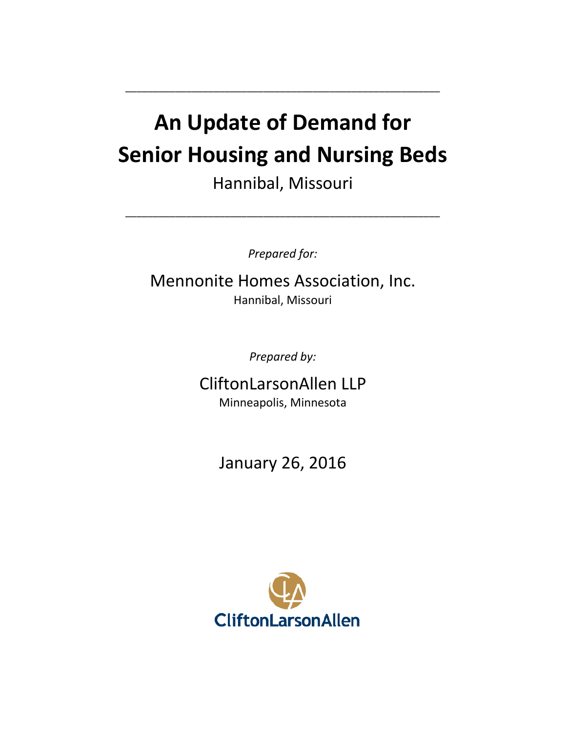# An Update of Demand for Senior Housing and Nursing Beds

Hannibal, Missouri

*Prepared for:*

Mennonite Homes Association, Inc.
Hannibal, Missouri

*Prepared by:*

CliftonLarsonAllen LLP
Minneapolis, Minnesota

January 26, 2016

CliftonLarsonAllen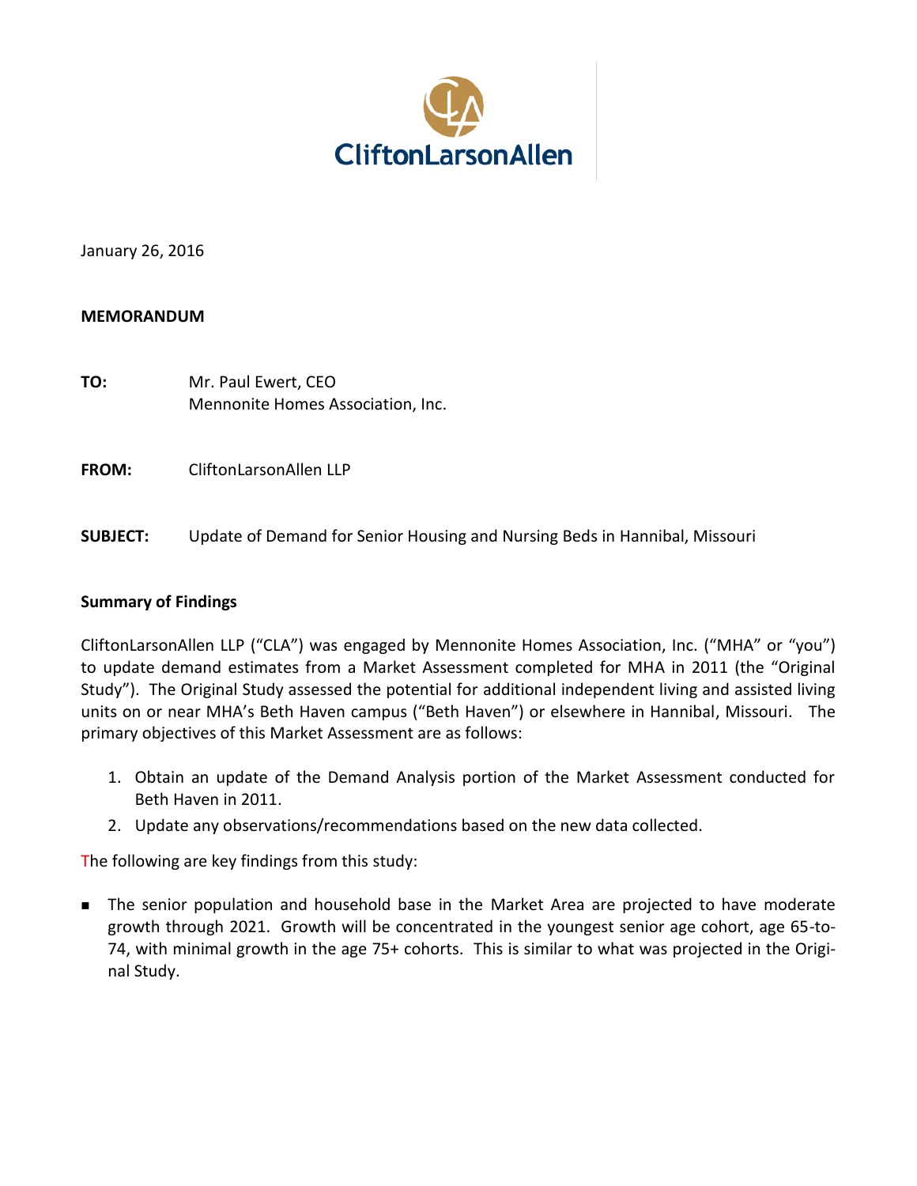CliftonLarsonAllen

January 26, 2016

**MEMORANDUM**

**TO:** Mr. Paul Ewert, CEO
Mennonite Homes Association, Inc.

**FROM:** CliftonLarsonAllen LLP

**SUBJECT:** Update of Demand for Senior Housing and Nursing Beds in Hannibal, Missouri

**Summary of Findings**

CliftonLarsonAllen LLP ("CLA") was engaged by Mennonite Homes Association, Inc. ("MHA" or "you") to update demand estimates from a Market Assessment completed for MHA in 2011 (the "Original Study"). The Original Study assessed the potential for additional independent living and assisted living units on or near MHA's Beth Haven campus ("Beth Haven") or elsewhere in Hannibal, Missouri. The primary objectives of this Market Assessment are as follows:

1. Obtain an update of the Demand Analysis portion of the Market Assessment conducted for Beth Haven in 2011.
2. Update any observations/recommendations based on the new data collected.

The following are key findings from this study:

- The senior population and household base in the Market Area are projected to have moderate growth through 2021. Growth will be concentrated in the youngest senior age cohort, age 65-to-74, with minimal growth in the age 75+ cohorts. This is similar to what was projected in the Original Study.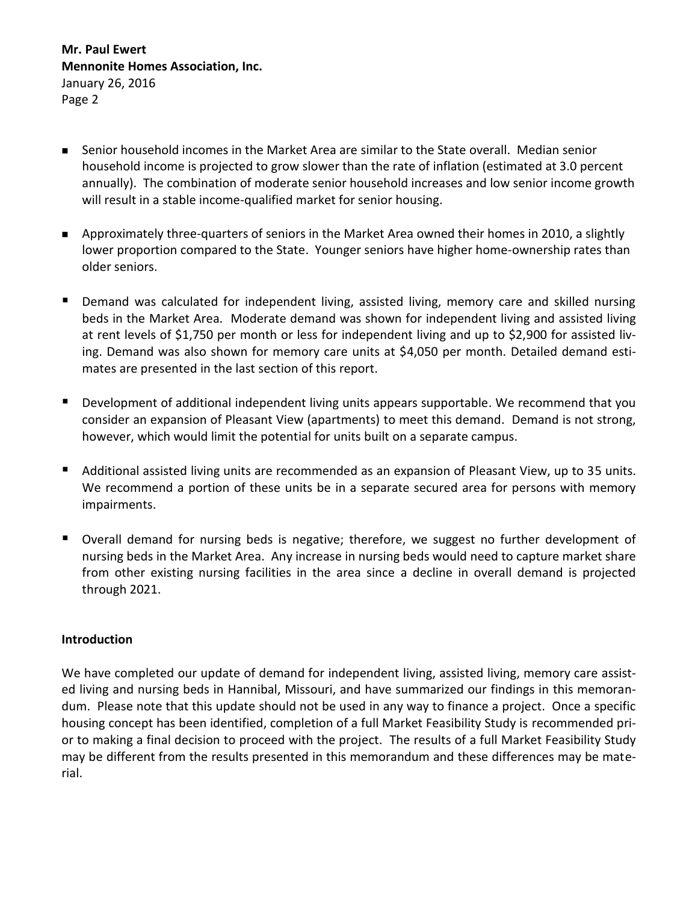- Senior household incomes in the Market Area are similar to the State overall. Median senior household income is projected to grow slower than the rate of inflation (estimated at 3.0 percent annually). The combination of moderate senior household increases and low senior income growth will result in a stable income-qualified market for senior housing.

- Approximately three-quarters of seniors in the Market Area owned their homes in 2010, a slightly lower proportion compared to the State. Younger seniors have higher home-ownership rates than older seniors.

- Demand was calculated for independent living, assisted living, memory care and skilled nursing beds in the Market Area. Moderate demand was shown for independent living and assisted living at rent levels of $1,750 per month or less for independent living and up to $2,900 for assisted living. Demand was also shown for memory care units at $4,050 per month. Detailed demand estimates are presented in the last section of this report.

- Development of additional independent living units appears supportable. We recommend that you consider an expansion of Pleasant View (apartments) to meet this demand. Demand is not strong, however, which would limit the potential for units built on a separate campus.

- Additional assisted living units are recommended as an expansion of Pleasant View, up to 35 units. We recommend a portion of these units be in a separate secured area for persons with memory impairments.

- Overall demand for nursing beds is negative; therefore, we suggest no further development of nursing beds in the Market Area. Any increase in nursing beds would need to capture market share from other existing nursing facilities in the area since a decline in overall demand is projected through 2021.

**Introduction**

We have completed our update of demand for independent living, assisted living, memory care assisted living and nursing beds in Hannibal, Missouri, and have summarized our findings in this memorandum. Please note that this update should not be used in any way to finance a project. Once a specific housing concept has been identified, completion of a full Market Feasibility Study is recommended prior to making a final decision to proceed with the project. The results of a full Market Feasibility Study may be different from the results presented in this memorandum and these differences may be material.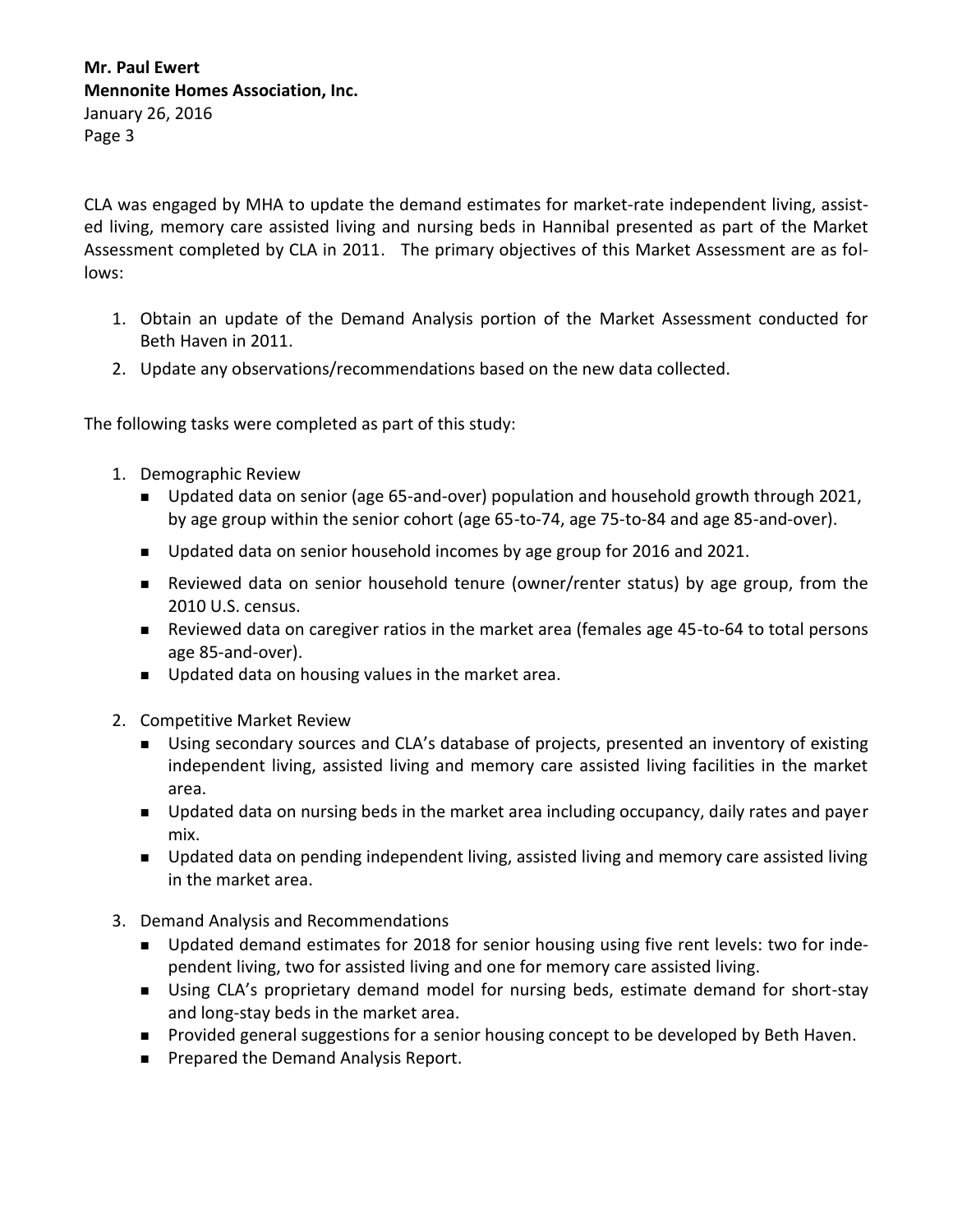CLA was engaged by MHA to update the demand estimates for market-rate independent living, assisted living, memory care assisted living and nursing beds in Hannibal presented as part of the Market Assessment completed by CLA in 2011. The primary objectives of this Market Assessment are as follows:

1. Obtain an update of the Demand Analysis portion of the Market Assessment conducted for Beth Haven in 2011.
2. Update any observations/recommendations based on the new data collected.

The following tasks were completed as part of this study:

1. Demographic Review
   - Updated data on senior (age 65-and-over) population and household growth through 2021, by age group within the senior cohort (age 65-to-74, age 75-to-84 and age 85-and-over).
   - Updated data on senior household incomes by age group for 2016 and 2021.
   - Reviewed data on senior household tenure (owner/renter status) by age group, from the 2010 U.S. census.
   - Reviewed data on caregiver ratios in the market area (females age 45-to-64 to total persons age 85-and-over).
   - Updated data on housing values in the market area.
2. Competitive Market Review
   - Using secondary sources and CLA's database of projects, presented an inventory of existing independent living, assisted living and memory care assisted living facilities in the market area.
   - Updated data on nursing beds in the market area including occupancy, daily rates and payer mix.
   - Updated data on pending independent living, assisted living and memory care assisted living in the market area.
3. Demand Analysis and Recommendations
   - Updated demand estimates for 2018 for senior housing using five rent levels: two for independent living, two for assisted living and one for memory care assisted living.
   - Using CLA's proprietary demand model for nursing beds, estimate demand for short-stay and long-stay beds in the market area.
   - Provided general suggestions for a senior housing concept to be developed by Beth Haven.
   - Prepared the Demand Analysis Report.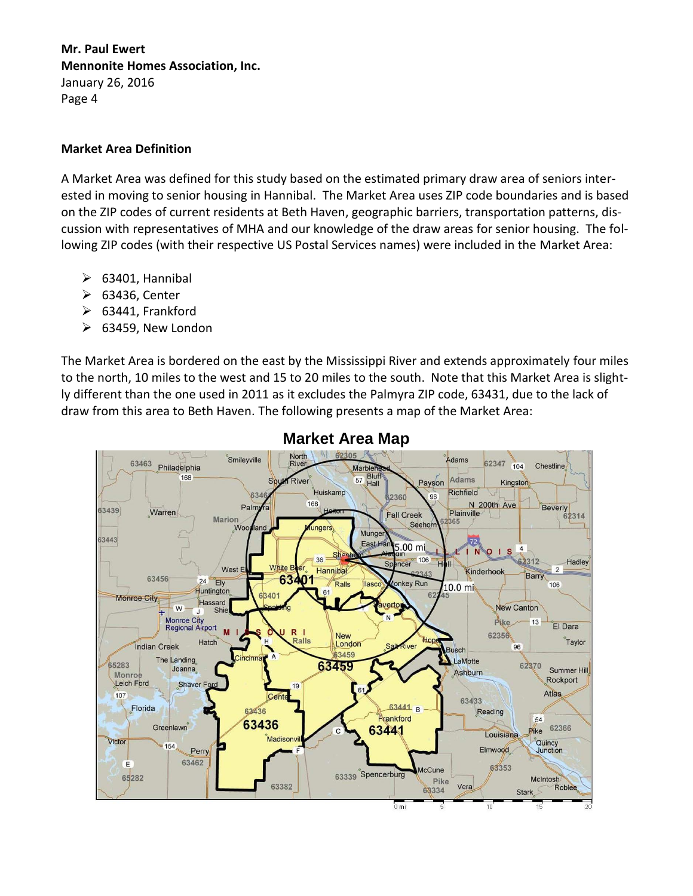Mr. Paul Ewert
**Mennonite Homes Association, Inc.**
January 26, 2016

## Market Area Definition

A Market Area was defined for this study based on the estimated primary draw area of seniors interested in moving to senior housing in Hannibal. The Market Area uses ZIP code boundaries and is based on the ZIP codes of current residents at Beth Haven, geographic barriers, transportation patterns, discussion with representatives of MHA and our knowledge of the draw areas for senior housing. The following ZIP codes (with their respective US Postal Services names) were included in the Market Area:

- 63401, Hannibal
- 63436, Center
- 63441, Frankford
- 63459, New London

The Market Area is bordered on the east by the Mississippi River and extends approximately four miles to the north, 10 miles to the west and 15 to 20 miles to the south. Note that this Market Area is slightly different than the one used in 2011 as it excludes the Palmyra ZIP code, 63431, due to the lack of draw from this area to Beth Haven. The following presents a map of the Market Area:

**Market Area Map**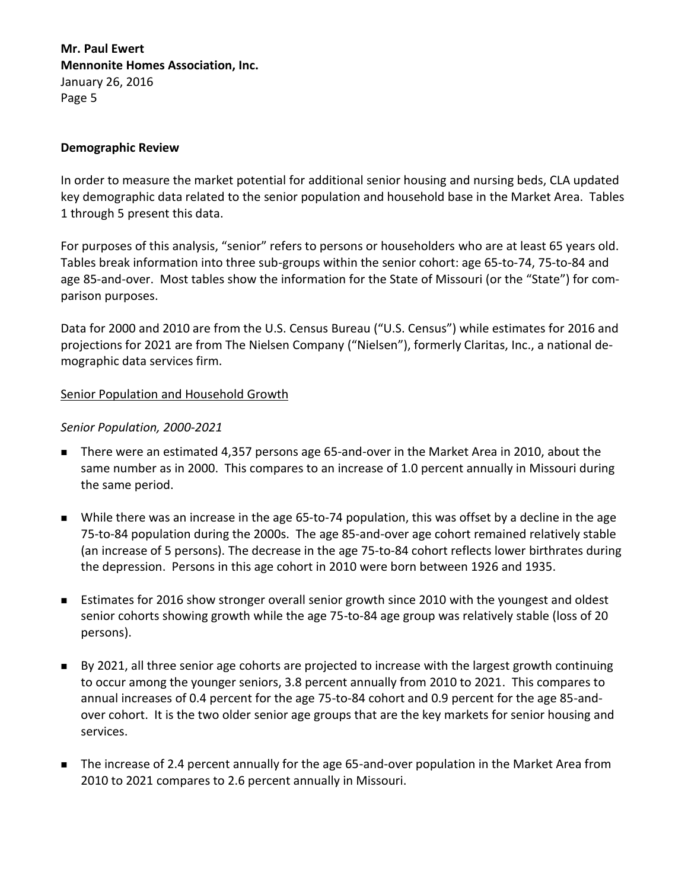## Demographic Review

In order to measure the market potential for additional senior housing and nursing beds, CLA updated key demographic data related to the senior population and household base in the Market Area. Tables 1 through 5 present this data.

For purposes of this analysis, "senior" refers to persons or householders who are at least 65 years old. Tables break information into three sub-groups within the senior cohort: age 65-to-74, 75-to-84 and age 85-and-over. Most tables show the information for the State of Missouri (or the "State") for comparison purposes.

Data for 2000 and 2010 are from the U.S. Census Bureau ("U.S. Census") while estimates for 2016 and projections for 2021 are from The Nielsen Company ("Nielsen"), formerly Claritas, Inc., a national demographic data services firm.

### Senior Population and Household Growth

*Senior Population, 2000-2021*

- There were an estimated 4,357 persons age 65-and-over in the Market Area in 2010, about the same number as in 2000. This compares to an increase of 1.0 percent annually in Missouri during the same period.
- While there was an increase in the age 65-to-74 population, this was offset by a decline in the age 75-to-84 population during the 2000s. The age 85-and-over age cohort remained relatively stable (an increase of 5 persons). The decrease in the age 75-to-84 cohort reflects lower birthrates during the depression. Persons in this age cohort in 2010 were born between 1926 and 1935.
- Estimates for 2016 show stronger overall senior growth since 2010 with the youngest and oldest senior cohorts showing growth while the age 75-to-84 age group was relatively stable (loss of 20 persons).
- By 2021, all three senior age cohorts are projected to increase with the largest growth continuing to occur among the younger seniors, 3.8 percent annually from 2010 to 2021. This compares to annual increases of 0.4 percent for the age 75-to-84 cohort and 0.9 percent for the age 85-and-over cohort. It is the two older senior age groups that are the key markets for senior housing and services.
- The increase of 2.4 percent annually for the age 65-and-over population in the Market Area from 2010 to 2021 compares to 2.6 percent annually in Missouri.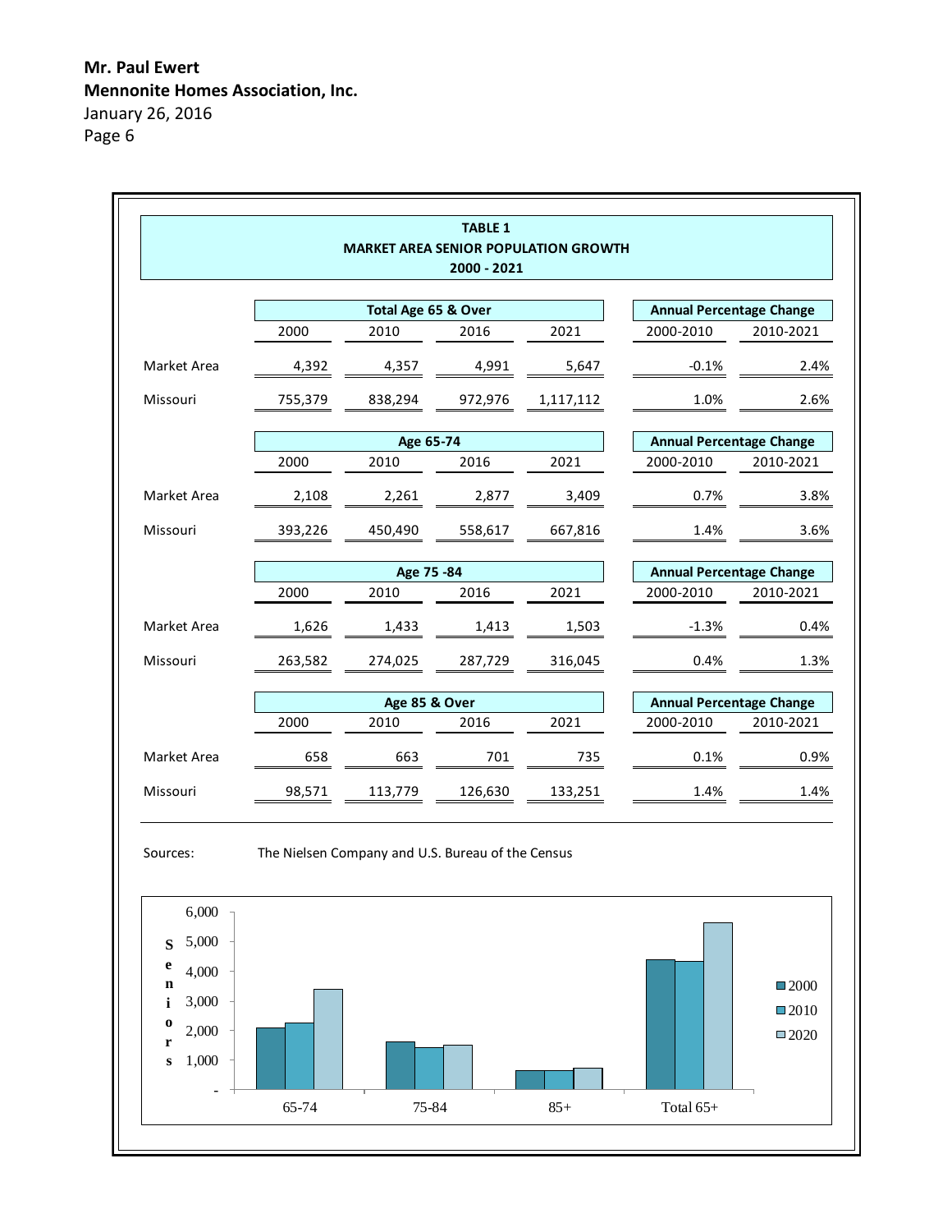Mr. Paul Ewert
Mennonite Homes Association, Inc.
January 26, 2016

**TABLE 1**
**MARKET AREA SENIOR POPULATION GROWTH**
**2000 - 2021**

| | Total Age 65 & Over | | | | Annual Percentage Change | |
|---|---|---|---|---|---|---|
| | 2000 | 2010 | 2016 | 2021 | 2000-2010 | 2010-2021 |
| Market Area | 4,392 | 4,357 | 4,991 | 5,647 | -0.1% | 2.4% |
| Missouri | 755,379 | 838,294 | 972,976 | 1,117,112 | 1.0% | 2.6% |
| | **Age 65-74** | | | | **Annual Percentage Change** | |
| | 2000 | 2010 | 2016 | 2021 | 2000-2010 | 2010-2021 |
| Market Area | 2,108 | 2,261 | 2,877 | 3,409 | 0.7% | 3.8% |
| Missouri | 393,226 | 450,490 | 558,617 | 667,816 | 1.4% | 3.6% |
| | **Age 75 -84** | | | | **Annual Percentage Change** | |
| | 2000 | 2010 | 2016 | 2021 | 2000-2010 | 2010-2021 |
| Market Area | 1,626 | 1,433 | 1,413 | 1,503 | -1.3% | 0.4% |
| Missouri | 263,582 | 274,025 | 287,729 | 316,045 | 0.4% | 1.3% |
| | **Age 85 & Over** | | | | **Annual Percentage Change** | |
| | 2000 | 2010 | 2016 | 2021 | 2000-2010 | 2010-2021 |
| Market Area | 658 | 663 | 701 | 735 | 0.1% | 0.9% |
| Missouri | 98,571 | 113,779 | 126,630 | 133,251 | 1.4% | 1.4% |

Sources: The Nielsen Company and U.S. Bureau of the Census

| Seniors | 2000 | 2010 | 2020 |
|---|---|---|---|
| 65-74 | | | |
| 75-84 | | | |
| 85+ | | | |
| Total 65+ | | | |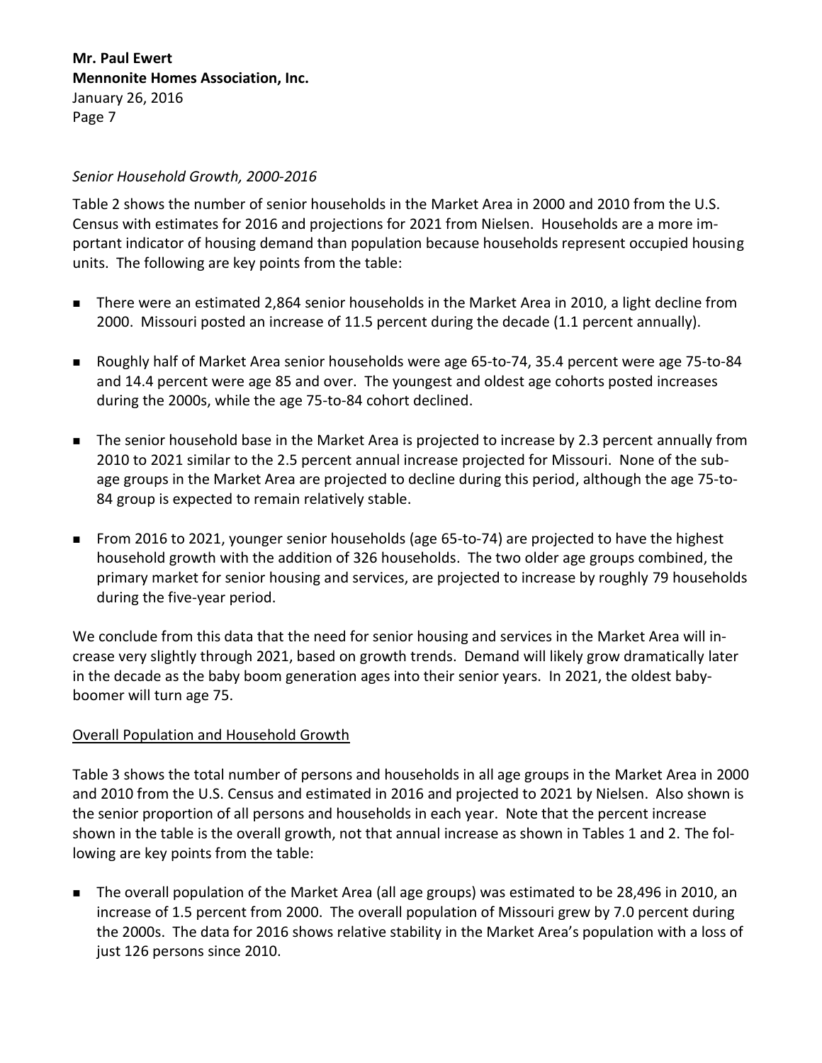*Senior Household Growth, 2000-2016*

Table 2 shows the number of senior households in the Market Area in 2000 and 2010 from the U.S. Census with estimates for 2016 and projections for 2021 from Nielsen. Households are a more important indicator of housing demand than population because households represent occupied housing units. The following are key points from the table:

- There were an estimated 2,864 senior households in the Market Area in 2010, a light decline from 2000. Missouri posted an increase of 11.5 percent during the decade (1.1 percent annually).
- Roughly half of Market Area senior households were age 65-to-74, 35.4 percent were age 75-to-84 and 14.4 percent were age 85 and over. The youngest and oldest age cohorts posted increases during the 2000s, while the age 75-to-84 cohort declined.
- The senior household base in the Market Area is projected to increase by 2.3 percent annually from 2010 to 2021 similar to the 2.5 percent annual increase projected for Missouri. None of the sub-age groups in the Market Area are projected to decline during this period, although the age 75-to-84 group is expected to remain relatively stable.
- From 2016 to 2021, younger senior households (age 65-to-74) are projected to have the highest household growth with the addition of 326 households. The two older age groups combined, the primary market for senior housing and services, are projected to increase by roughly 79 households during the five-year period.

We conclude from this data that the need for senior housing and services in the Market Area will increase very slightly through 2021, based on growth trends. Demand will likely grow dramatically later in the decade as the baby boom generation ages into their senior years. In 2021, the oldest baby-boomer will turn age 75.

## Overall Population and Household Growth

Table 3 shows the total number of persons and households in all age groups in the Market Area in 2000 and 2010 from the U.S. Census and estimated in 2016 and projected to 2021 by Nielsen. Also shown is the senior proportion of all persons and households in each year. Note that the percent increase shown in the table is the overall growth, not that annual increase as shown in Tables 1 and 2. The following are key points from the table:

- The overall population of the Market Area (all age groups) was estimated to be 28,496 in 2010, an increase of 1.5 percent from 2000. The overall population of Missouri grew by 7.0 percent during the 2000s. The data for 2016 shows relative stability in the Market Area's population with a loss of just 126 persons since 2010.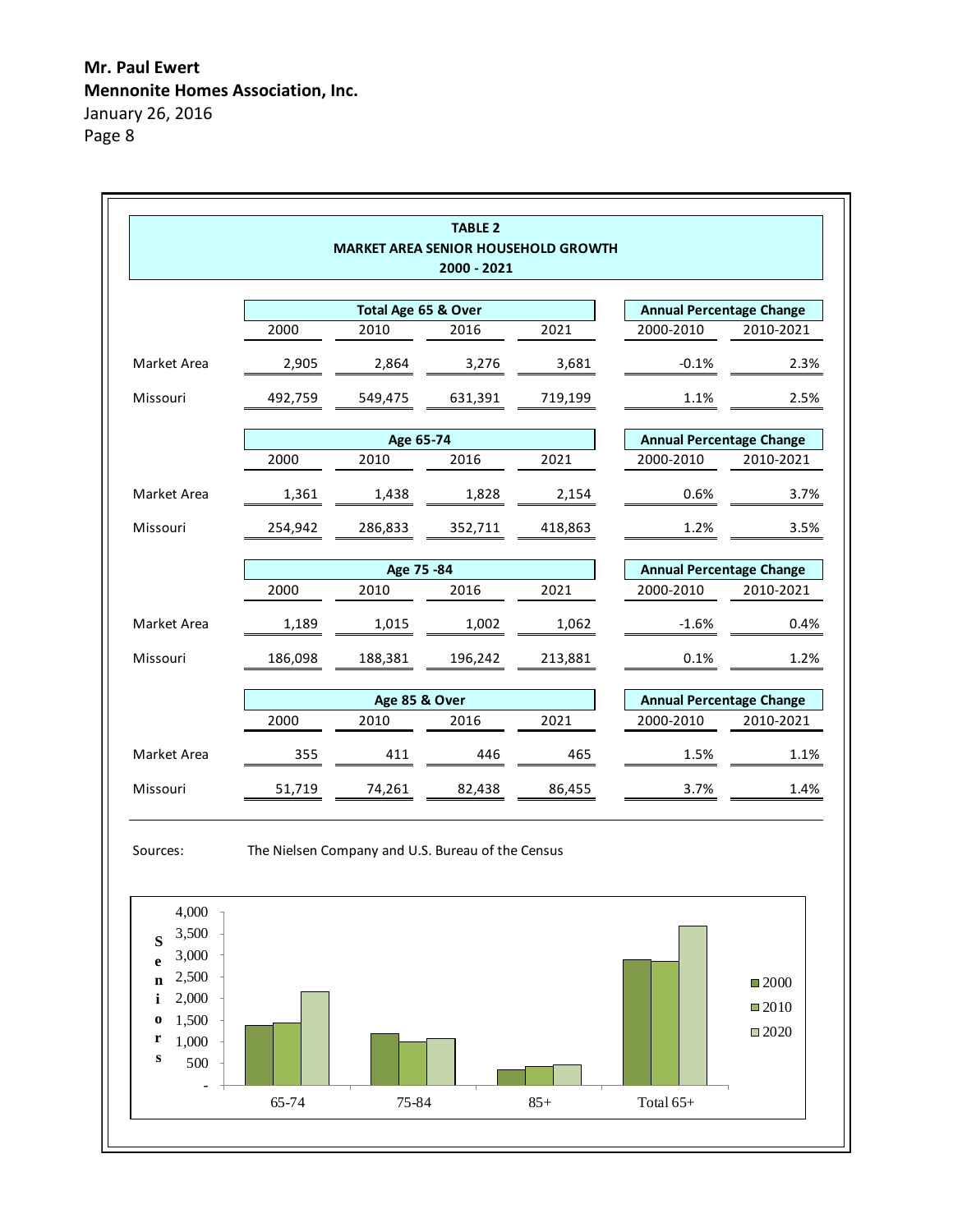**Mr. Paul Ewert**
**Mennonite Homes Association, Inc.**
January 26, 2016

**TABLE 2**
**MARKET AREA SENIOR HOUSEHOLD GROWTH**
**2000 - 2021**

| | Total Age 65 & Over | | | | Annual Percentage Change | |
|---|---|---|---|---|---|---|
| | 2000 | 2010 | 2016 | 2021 | 2000-2010 | 2010-2021 |
| Market Area | 2,905 | 2,864 | 3,276 | 3,681 | -0.1% | 2.3% |
| Missouri | 492,759 | 549,475 | 631,391 | 719,199 | 1.1% | 2.5% |
| | **Age 65-74** | | | | **Annual Percentage Change** | |
| | 2000 | 2010 | 2016 | 2021 | 2000-2010 | 2010-2021 |
| Market Area | 1,361 | 1,438 | 1,828 | 2,154 | 0.6% | 3.7% |
| Missouri | 254,942 | 286,833 | 352,711 | 418,863 | 1.2% | 3.5% |
| | **Age 75 -84** | | | | **Annual Percentage Change** | |
| | 2000 | 2010 | 2016 | 2021 | 2000-2010 | 2010-2021 |
| Market Area | 1,189 | 1,015 | 1,002 | 1,062 | -1.6% | 0.4% |
| Missouri | 186,098 | 188,381 | 196,242 | 213,881 | 0.1% | 1.2% |
| | **Age 85 & Over** | | | | **Annual Percentage Change** | |
| | 2000 | 2010 | 2016 | 2021 | 2000-2010 | 2010-2021 |
| Market Area | 355 | 411 | 446 | 465 | 1.5% | 1.1% |
| Missouri | 51,719 | 74,261 | 82,438 | 86,455 | 3.7% | 1.4% |

Sources: The Nielsen Company and U.S. Bureau of the Census

| Seniors | 2000 | 2010 | 2020 |
|---|---|---|---|
| 65-74 | 1,361 | 1,438 | 2,154 |
| 75-84 | 1,189 | 1,015 | 1,062 |
| 85+ | 355 | 411 | 465 |
| Total 65+ | 2,905 | 2,864 | 3,681 |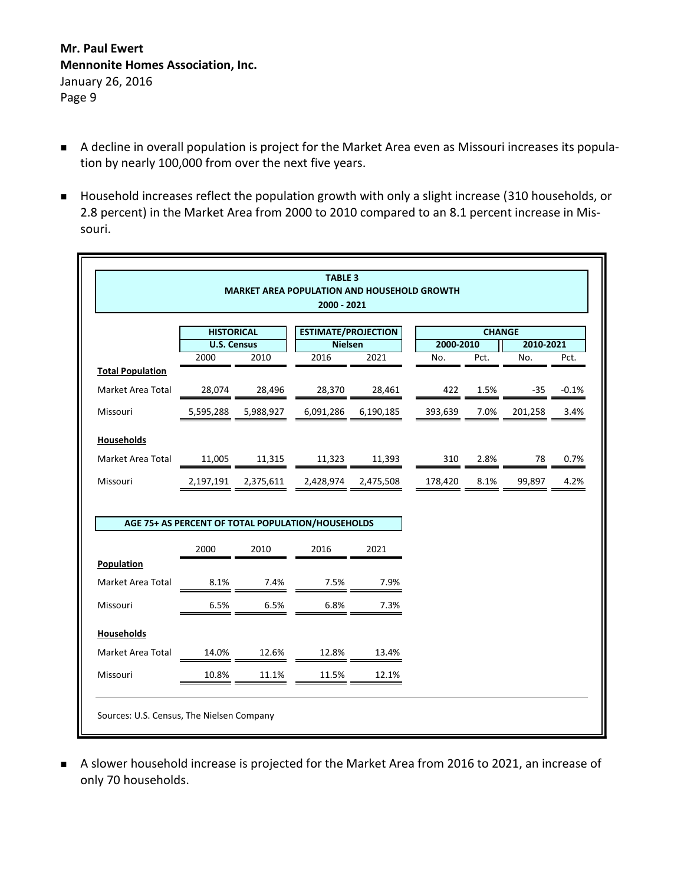- A decline in overall population is project for the Market Area even as Missouri increases its population by nearly 100,000 from over the next five years.

- Household increases reflect the population growth with only a slight increase (310 households, or 2.8 percent) in the Market Area from 2000 to 2010 compared to an 8.1 percent increase in Missouri.

**TABLE 3**
**MARKET AREA POPULATION AND HOUSEHOLD GROWTH**
**2000 - 2021**

| | HISTORICAL | | ESTIMATE/PROJECTION | | CHANGE | | | |
|---|---|---|---|---|---|---|---|---|
| | U.S. Census | | Nielsen | | 2000-2010 | | 2010-2021 | |
| | 2000 | 2010 | 2016 | 2021 | No. | Pct. | No. | Pct. |
| **Total Population** | | | | | | | | |
| Market Area Total | 28,074 | 28,496 | 28,370 | 28,461 | 422 | 1.5% | -35 | -0.1% |
| Missouri | 5,595,288 | 5,988,927 | 6,091,286 | 6,190,185 | 393,639 | 7.0% | 201,258 | 3.4% |
| **Households** | | | | | | | | |
| Market Area Total | 11,005 | 11,315 | 11,323 | 11,393 | 310 | 2.8% | 78 | 0.7% |
| Missouri | 2,197,191 | 2,375,611 | 2,428,974 | 2,475,508 | 178,420 | 8.1% | 99,897 | 4.2% |

**AGE 75+ AS PERCENT OF TOTAL POPULATION/HOUSEHOLDS**

| | 2000 | 2010 | 2016 | 2021 |
|---|---|---|---|---|
| **Population** | | | | |
| Market Area Total | 8.1% | 7.4% | 7.5% | 7.9% |
| Missouri | 6.5% | 6.5% | 6.8% | 7.3% |
| **Households** | | | | |
| Market Area Total | 14.0% | 12.6% | 12.8% | 13.4% |
| Missouri | 10.8% | 11.1% | 11.5% | 12.1% |

Sources: U.S. Census, The Nielsen Company

- A slower household increase is projected for the Market Area from 2016 to 2021, an increase of only 70 households.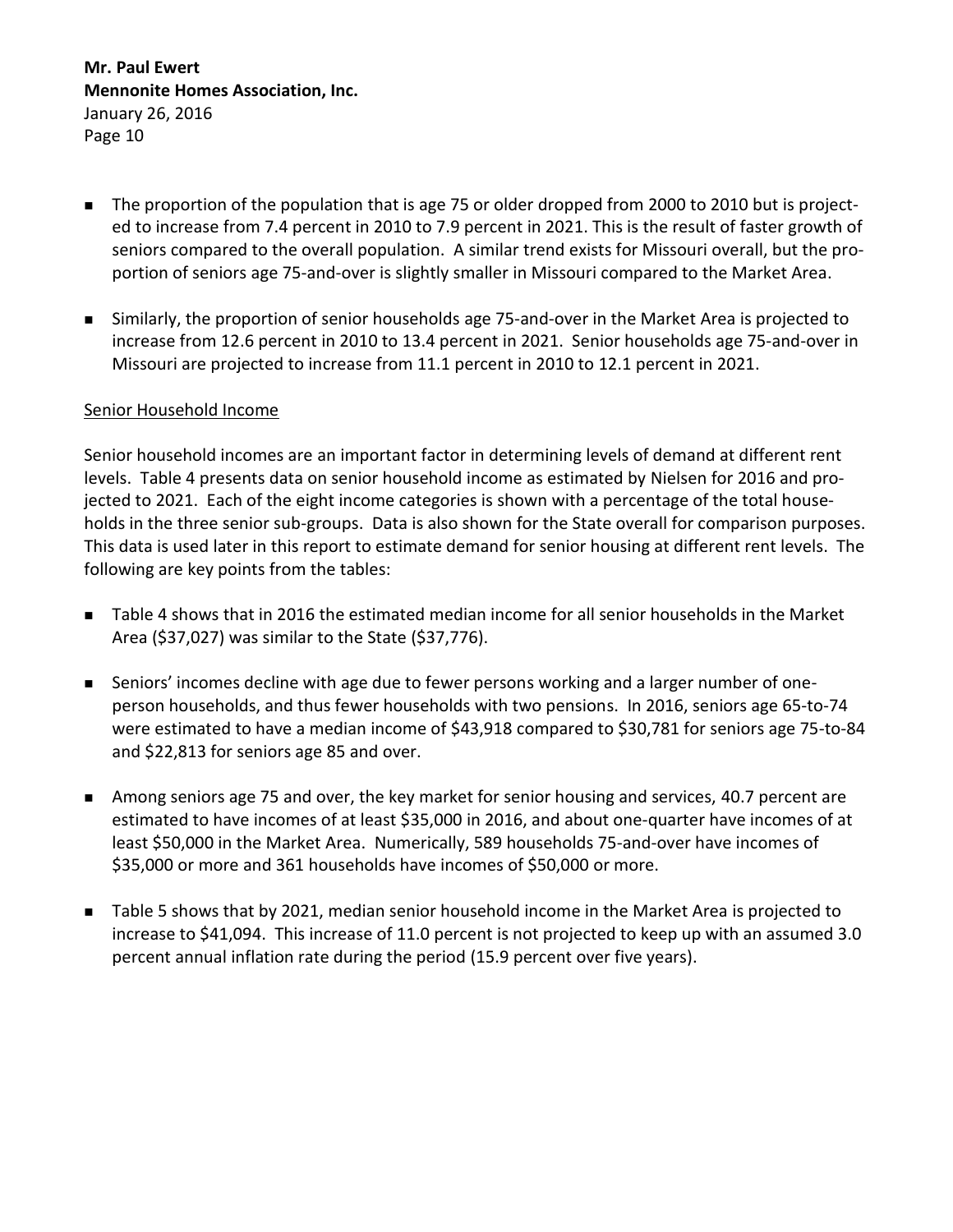- The proportion of the population that is age 75 or older dropped from 2000 to 2010 but is projected to increase from 7.4 percent in 2010 to 7.9 percent in 2021. This is the result of faster growth of seniors compared to the overall population. A similar trend exists for Missouri overall, but the proportion of seniors age 75-and-over is slightly smaller in Missouri compared to the Market Area.

- Similarly, the proportion of senior households age 75-and-over in the Market Area is projected to increase from 12.6 percent in 2010 to 13.4 percent in 2021. Senior households age 75-and-over in Missouri are projected to increase from 11.1 percent in 2010 to 12.1 percent in 2021.

## Senior Household Income

Senior household incomes are an important factor in determining levels of demand at different rent levels. Table 4 presents data on senior household income as estimated by Nielsen for 2016 and projected to 2021. Each of the eight income categories is shown with a percentage of the total households in the three senior sub-groups. Data is also shown for the State overall for comparison purposes. This data is used later in this report to estimate demand for senior housing at different rent levels. The following are key points from the tables:

- Table 4 shows that in 2016 the estimated median income for all senior households in the Market Area ($37,027) was similar to the State ($37,776).

- Seniors' incomes decline with age due to fewer persons working and a larger number of one-person households, and thus fewer households with two pensions. In 2016, seniors age 65-to-74 were estimated to have a median income of $43,918 compared to $30,781 for seniors age 75-to-84 and $22,813 for seniors age 85 and over.

- Among seniors age 75 and over, the key market for senior housing and services, 40.7 percent are estimated to have incomes of at least $35,000 in 2016, and about one-quarter have incomes of at least $50,000 in the Market Area. Numerically, 589 households 75-and-over have incomes of $35,000 or more and 361 households have incomes of $50,000 or more.

- Table 5 shows that by 2021, median senior household income in the Market Area is projected to increase to $41,094. This increase of 11.0 percent is not projected to keep up with an assumed 3.0 percent annual inflation rate during the period (15.9 percent over five years).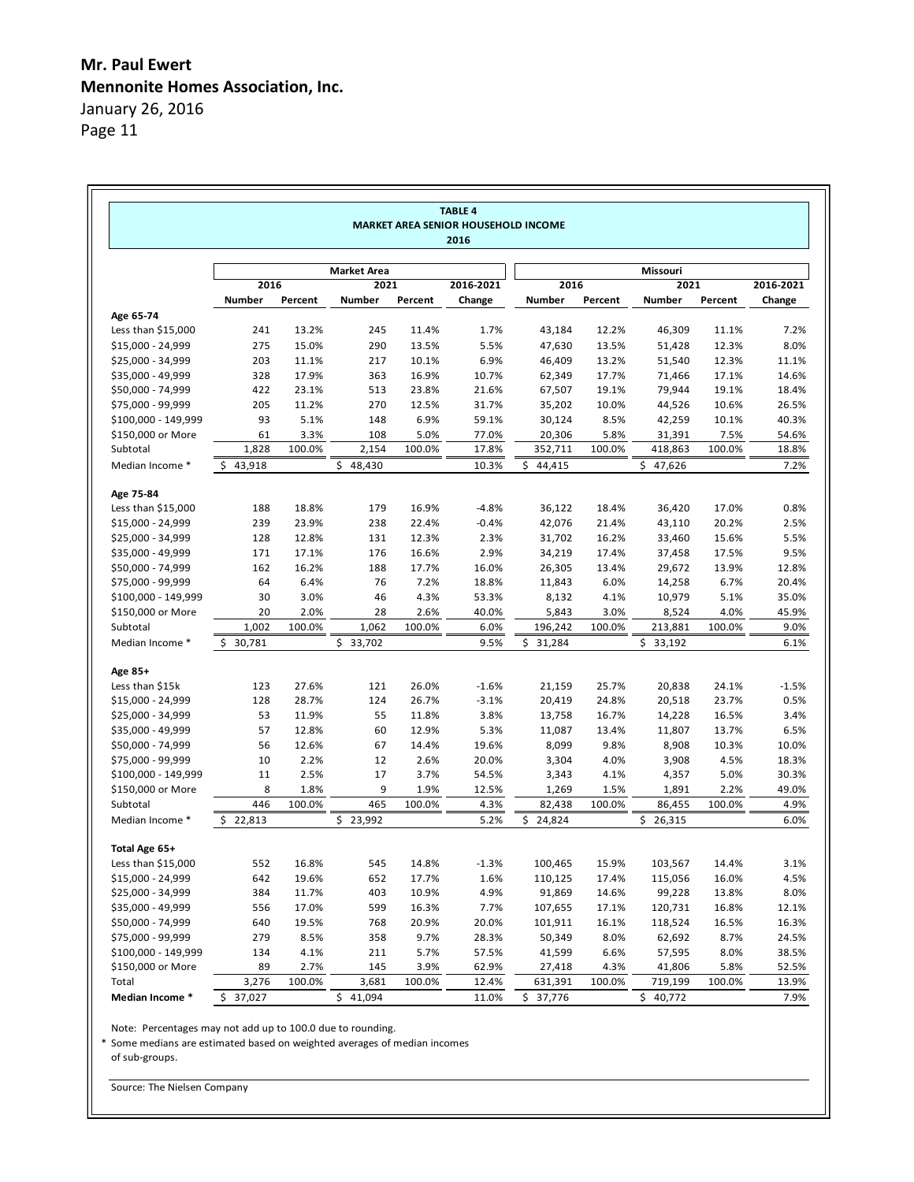**Mr. Paul Ewert**
**Mennonite Homes Association, Inc.**
January 26, 2016

**TABLE 4**
**MARKET AREA SENIOR HOUSEHOLD INCOME**
**2016**

| | Market Area | | | | | Missouri | | | | |
|---|---|---|---|---|---|---|---|---|---|---|
| | 2016 | | 2021 | | 2016-2021 | 2016 | | 2021 | | 2016-2021 |
| | Number | Percent | Number | Percent | Change | Number | Percent | Number | Percent | Change |
| **Age 65-74** | | | | | | | | | | |
| Less than $15,000 | 241 | 13.2% | 245 | 11.4% | 1.7% | 43,184 | 12.2% | 46,309 | 11.1% | 7.2% |
| $15,000 - 24,999 | 275 | 15.0% | 290 | 13.5% | 5.5% | 47,630 | 13.5% | 51,428 | 12.3% | 8.0% |
| $25,000 - 34,999 | 203 | 11.1% | 217 | 10.1% | 6.9% | 46,409 | 13.2% | 51,540 | 12.3% | 11.1% |
| $35,000 - 49,999 | 328 | 17.9% | 363 | 16.9% | 10.7% | 62,349 | 17.7% | 71,466 | 17.1% | 14.6% |
| $50,000 - 74,999 | 422 | 23.1% | 513 | 23.8% | 21.6% | 67,507 | 19.1% | 79,944 | 19.1% | 18.4% |
| $75,000 - 99,999 | 205 | 11.2% | 270 | 12.5% | 31.7% | 35,202 | 10.0% | 44,526 | 10.6% | 26.5% |
| $100,000 - 149,999 | 93 | 5.1% | 148 | 6.9% | 59.1% | 30,124 | 8.5% | 42,259 | 10.1% | 40.3% |
| $150,000 or More | 61 | 3.3% | 108 | 5.0% | 77.0% | 20,306 | 5.8% | 31,391 | 7.5% | 54.6% |
| Subtotal | 1,828 | 100.0% | 2,154 | 100.0% | 17.8% | 352,711 | 100.0% | 418,863 | 100.0% | 18.8% |
| Median Income * | $ 43,918 | | $ 48,430 | | 10.3% | $ 44,415 | | $ 47,626 | | 7.2% |
| **Age 75-84** | | | | | | | | | | |
| Less than $15,000 | 188 | 18.8% | 179 | 16.9% | -4.8% | 36,122 | 18.4% | 36,420 | 17.0% | 0.8% |
| $15,000 - 24,999 | 239 | 23.9% | 238 | 22.4% | -0.4% | 42,076 | 21.4% | 43,110 | 20.2% | 2.5% |
| $25,000 - 34,999 | 128 | 12.8% | 131 | 12.3% | 2.3% | 31,702 | 16.2% | 33,460 | 15.6% | 5.5% |
| $35,000 - 49,999 | 171 | 17.1% | 176 | 16.6% | 2.9% | 34,219 | 17.4% | 37,458 | 17.5% | 9.5% |
| $50,000 - 74,999 | 162 | 16.2% | 188 | 17.7% | 16.0% | 26,305 | 13.4% | 29,672 | 13.9% | 12.8% |
| $75,000 - 99,999 | 64 | 6.4% | 76 | 7.2% | 18.8% | 11,843 | 6.0% | 14,258 | 6.7% | 20.4% |
| $100,000 - 149,999 | 30 | 3.0% | 46 | 4.3% | 53.3% | 8,132 | 4.1% | 10,979 | 5.1% | 35.0% |
| $150,000 or More | 20 | 2.0% | 28 | 2.6% | 40.0% | 5,843 | 3.0% | 8,524 | 4.0% | 45.9% |
| Subtotal | 1,002 | 100.0% | 1,062 | 100.0% | 6.0% | 196,242 | 100.0% | 213,881 | 100.0% | 9.0% |
| Median Income * | $ 30,781 | | $ 33,702 | | 9.5% | $ 31,284 | | $ 33,192 | | 6.1% |
| **Age 85+** | | | | | | | | | | |
| Less than $15k | 123 | 27.6% | 121 | 26.0% | -1.6% | 21,159 | 25.7% | 20,838 | 24.1% | -1.5% |
| $15,000 - 24,999 | 128 | 28.7% | 124 | 26.7% | -3.1% | 20,419 | 24.8% | 20,518 | 23.7% | 0.5% |
| $25,000 - 34,999 | 53 | 11.9% | 55 | 11.8% | 3.8% | 13,758 | 16.7% | 14,228 | 16.5% | 3.4% |
| $35,000 - 49,999 | 57 | 12.8% | 60 | 12.9% | 5.3% | 11,087 | 13.4% | 11,807 | 13.7% | 6.5% |
| $50,000 - 74,999 | 56 | 12.6% | 67 | 14.4% | 19.6% | 8,099 | 9.8% | 8,908 | 10.3% | 10.0% |
| $75,000 - 99,999 | 10 | 2.2% | 12 | 2.6% | 20.0% | 3,304 | 4.0% | 3,908 | 4.5% | 18.3% |
| $100,000 - 149,999 | 11 | 2.5% | 17 | 3.7% | 54.5% | 3,343 | 4.1% | 4,357 | 5.0% | 30.3% |
| $150,000 or More | 8 | 1.8% | 9 | 1.9% | 12.5% | 1,269 | 1.5% | 1,891 | 2.2% | 49.0% |
| Subtotal | 446 | 100.0% | 465 | 100.0% | 4.3% | 82,438 | 100.0% | 86,455 | 100.0% | 4.9% |
| Median Income * | $ 22,813 | | $ 23,992 | | 5.2% | $ 24,824 | | $ 26,315 | | 6.0% |
| **Total Age 65+** | | | | | | | | | | |
| Less than $15,000 | 552 | 16.8% | 545 | 14.8% | -1.3% | 100,465 | 15.9% | 103,567 | 14.4% | 3.1% |
| $15,000 - 24,999 | 642 | 19.6% | 652 | 17.7% | 1.6% | 110,125 | 17.4% | 115,056 | 16.0% | 4.5% |
| $25,000 - 34,999 | 384 | 11.7% | 403 | 10.9% | 4.9% | 91,869 | 14.6% | 99,228 | 13.8% | 8.0% |
| $35,000 - 49,999 | 556 | 17.0% | 599 | 16.3% | 7.7% | 107,655 | 17.1% | 120,731 | 16.8% | 12.1% |
| $50,000 - 74,999 | 640 | 19.5% | 768 | 20.9% | 20.0% | 101,911 | 16.1% | 118,524 | 16.5% | 16.3% |
| $75,000 - 99,999 | 279 | 8.5% | 358 | 9.7% | 28.3% | 50,349 | 8.0% | 62,692 | 8.7% | 24.5% |
| $100,000 - 149,999 | 134 | 4.1% | 211 | 5.7% | 57.5% | 41,599 | 6.6% | 57,595 | 8.0% | 38.5% |
| $150,000 or More | 89 | 2.7% | 145 | 3.9% | 62.9% | 27,418 | 4.3% | 41,806 | 5.8% | 52.5% |
| Total | 3,276 | 100.0% | 3,681 | 100.0% | 12.4% | 631,391 | 100.0% | 719,199 | 100.0% | 13.9% |
| **Median Income *** | $ 37,027 | | $ 41,094 | | 11.0% | $ 37,776 | | $ 40,772 | | 7.9% |

Note: Percentages may not add up to 100.0 due to rounding.
* Some medians are estimated based on weighted averages of median incomes of sub-groups.

Source: The Nielsen Company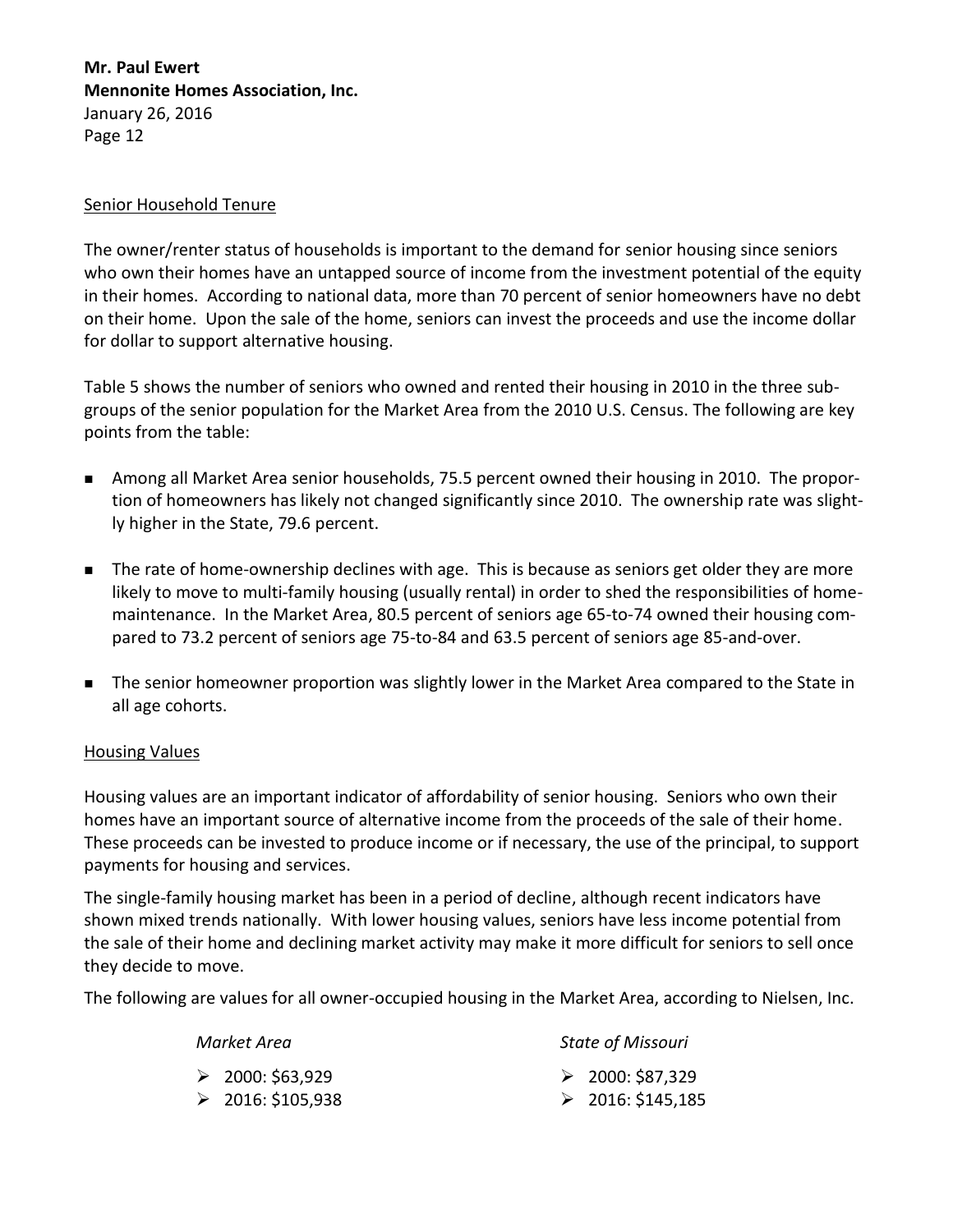Mr. Paul Ewert
**Mennonite Homes Association, Inc.**
January 26, 2016

## Senior Household Tenure

The owner/renter status of households is important to the demand for senior housing since seniors who own their homes have an untapped source of income from the investment potential of the equity in their homes. According to national data, more than 70 percent of senior homeowners have no debt on their home. Upon the sale of the home, seniors can invest the proceeds and use the income dollar for dollar to support alternative housing.

Table 5 shows the number of seniors who owned and rented their housing in 2010 in the three sub-groups of the senior population for the Market Area from the 2010 U.S. Census. The following are key points from the table:

- Among all Market Area senior households, 75.5 percent owned their housing in 2010. The proportion of homeowners has likely not changed significantly since 2010. The ownership rate was slightly higher in the State, 79.6 percent.
- The rate of home-ownership declines with age. This is because as seniors get older they are more likely to move to multi-family housing (usually rental) in order to shed the responsibilities of home-maintenance. In the Market Area, 80.5 percent of seniors age 65-to-74 owned their housing compared to 73.2 percent of seniors age 75-to-84 and 63.5 percent of seniors age 85-and-over.
- The senior homeowner proportion was slightly lower in the Market Area compared to the State in all age cohorts.

## Housing Values

Housing values are an important indicator of affordability of senior housing. Seniors who own their homes have an important source of alternative income from the proceeds of the sale of their home. These proceeds can be invested to produce income or if necessary, the use of the principal, to support payments for housing and services.

The single-family housing market has been in a period of decline, although recent indicators have shown mixed trends nationally. With lower housing values, seniors have less income potential from the sale of their home and declining market activity may make it more difficult for seniors to sell once they decide to move.

The following are values for all owner-occupied housing in the Market Area, according to Nielsen, Inc.

*Market Area*

- 2000: $63,929
- 2016: $105,938

*State of Missouri*

- 2000: $87,329
- 2016: $145,185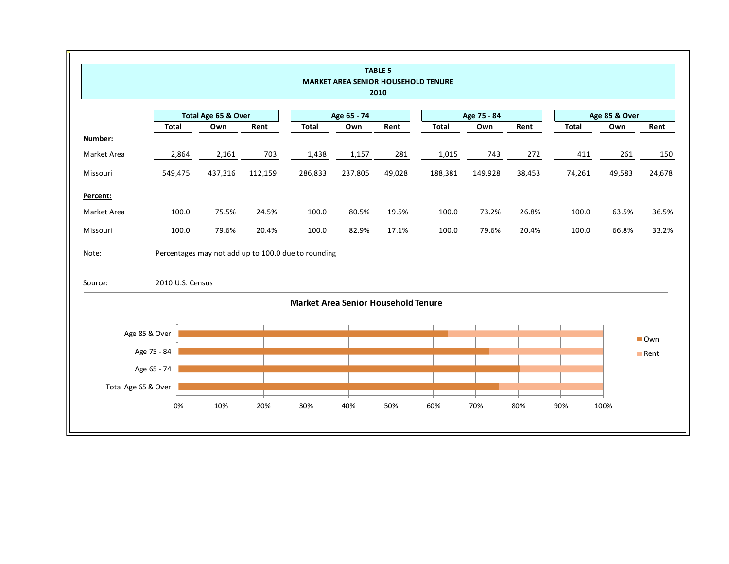**TABLE 5**
**MARKET AREA SENIOR HOUSEHOLD TENURE**
**2010**

| | Total Age 65 & Over | | | Age 65 - 74 | | | Age 75 - 84 | | | Age 85 & Over | | |
|---|---|---|---|---|---|---|---|---|---|---|---|---|
| | Total | Own | Rent | Total | Own | Rent | Total | Own | Rent | Total | Own | Rent |
| **Number:** | | | | | | | | | | | | |
| Market Area | 2,864 | 2,161 | 703 | 1,438 | 1,157 | 281 | 1,015 | 743 | 272 | 411 | 261 | 150 |
| Missouri | 549,475 | 437,316 | 112,159 | 286,833 | 237,805 | 49,028 | 188,381 | 149,928 | 38,453 | 74,261 | 49,583 | 24,678 |
| **Percent:** | | | | | | | | | | | | |
| Market Area | 100.0 | 75.5% | 24.5% | 100.0 | 80.5% | 19.5% | 100.0 | 73.2% | 26.8% | 100.0 | 63.5% | 36.5% |
| Missouri | 100.0 | 79.6% | 20.4% | 100.0 | 82.9% | 17.1% | 100.0 | 79.6% | 20.4% | 100.0 | 66.8% | 33.2% |

Note: Percentages may not add up to 100.0 due to rounding

Source: 2010 U.S. Census

**Market Area Senior Household Tenure**

| | Own | Rent |
|---|---|---|
| Age 85 & Over | 63.5% | 36.5% |
| Age 75 - 84 | 73.2% | 26.8% |
| Age 65 - 74 | 80.5% | 19.5% |
| Total Age 65 & Over | 75.5% | 24.5% |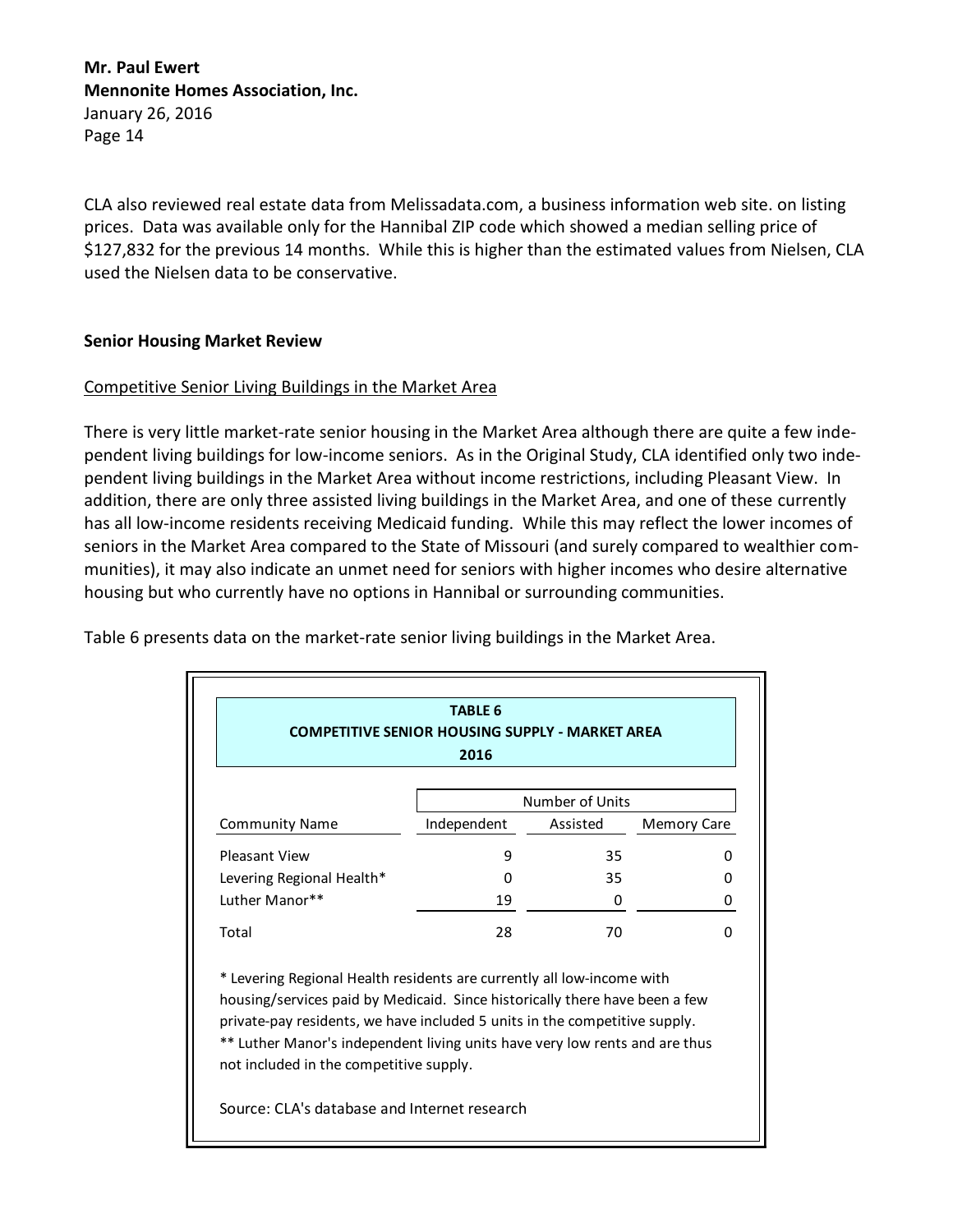CLA also reviewed real estate data from Melissadata.com, a business information web site. on listing prices. Data was available only for the Hannibal ZIP code which showed a median selling price of $127,832 for the previous 14 months. While this is higher than the estimated values from Nielsen, CLA used the Nielsen data to be conservative.

**Senior Housing Market Review**

Competitive Senior Living Buildings in the Market Area

There is very little market-rate senior housing in the Market Area although there are quite a few independent living buildings for low-income seniors. As in the Original Study, CLA identified only two independent living buildings in the Market Area without income restrictions, including Pleasant View. In addition, there are only three assisted living buildings in the Market Area, and one of these currently has all low-income residents receiving Medicaid funding. While this may reflect the lower incomes of seniors in the Market Area compared to the State of Missouri (and surely compared to wealthier communities), it may also indicate an unmet need for seniors with higher incomes who desire alternative housing but who currently have no options in Hannibal or surrounding communities.

Table 6 presents data on the market-rate senior living buildings in the Market Area.

**TABLE 6**
**COMPETITIVE SENIOR HOUSING SUPPLY - MARKET AREA**
**2016**

| | Number of Units | | |
|---|---|---|---|
| Community Name | Independent | Assisted | Memory Care |
| Pleasant View | 9 | 35 | 0 |
| Levering Regional Health* | 0 | 35 | 0 |
| Luther Manor** | 19 | 0 | 0 |
| Total | 28 | 70 | 0 |

* Levering Regional Health residents are currently all low-income with housing/services paid by Medicaid. Since historically there have been a few private-pay residents, we have included 5 units in the competitive supply.
** Luther Manor's independent living units have very low rents and are thus not included in the competitive supply.

Source: CLA's database and Internet research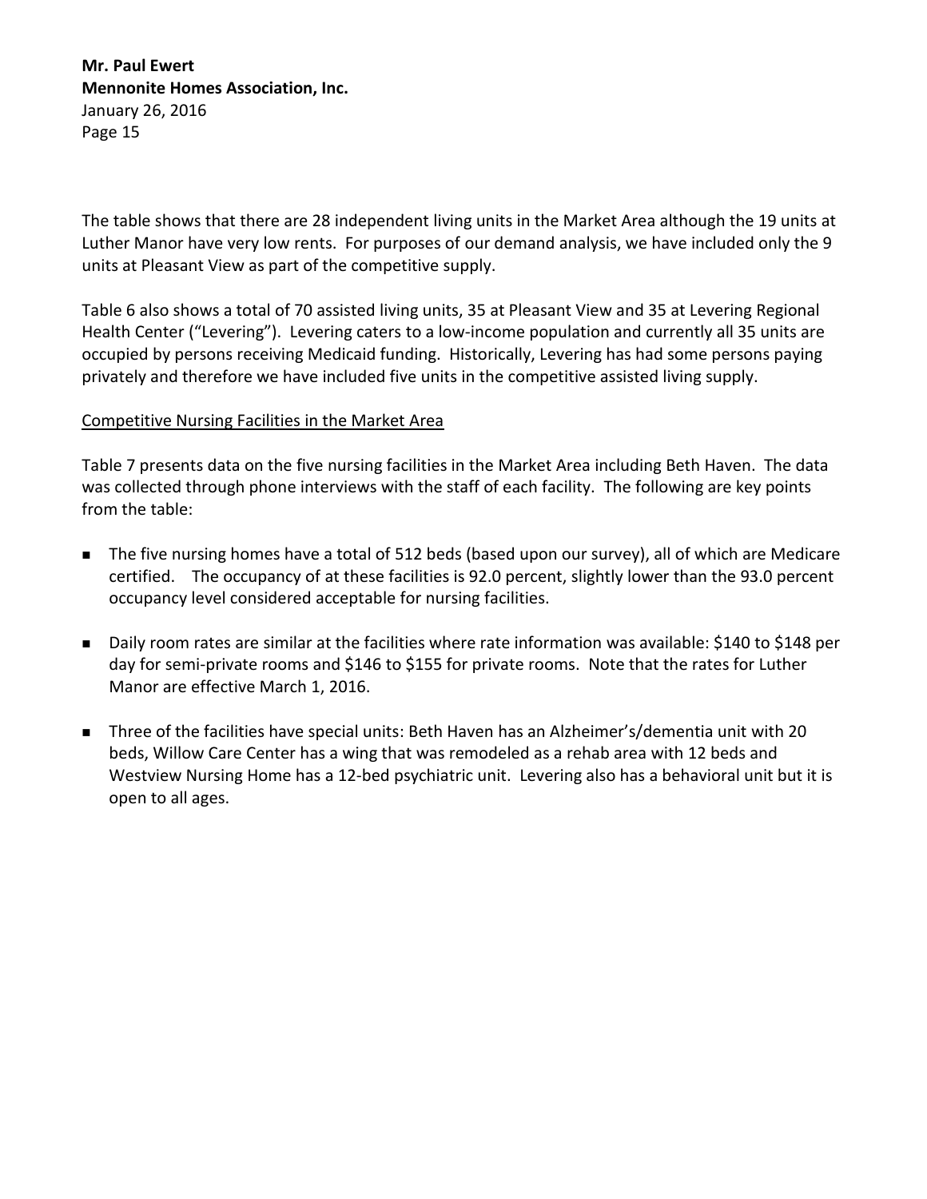The table shows that there are 28 independent living units in the Market Area although the 19 units at Luther Manor have very low rents. For purposes of our demand analysis, we have included only the 9 units at Pleasant View as part of the competitive supply.

Table 6 also shows a total of 70 assisted living units, 35 at Pleasant View and 35 at Levering Regional Health Center ("Levering"). Levering caters to a low-income population and currently all 35 units are occupied by persons receiving Medicaid funding. Historically, Levering has had some persons paying privately and therefore we have included five units in the competitive assisted living supply.

<u>Competitive Nursing Facilities in the Market Area</u>

Table 7 presents data on the five nursing facilities in the Market Area including Beth Haven. The data was collected through phone interviews with the staff of each facility. The following are key points from the table:

- The five nursing homes have a total of 512 beds (based upon our survey), all of which are Medicare certified. The occupancy of at these facilities is 92.0 percent, slightly lower than the 93.0 percent occupancy level considered acceptable for nursing facilities.

- Daily room rates are similar at the facilities where rate information was available: $140 to $148 per day for semi-private rooms and $146 to $155 for private rooms. Note that the rates for Luther Manor are effective March 1, 2016.

- Three of the facilities have special units: Beth Haven has an Alzheimer's/dementia unit with 20 beds, Willow Care Center has a wing that was remodeled as a rehab area with 12 beds and Westview Nursing Home has a 12-bed psychiatric unit. Levering also has a behavioral unit but it is open to all ages.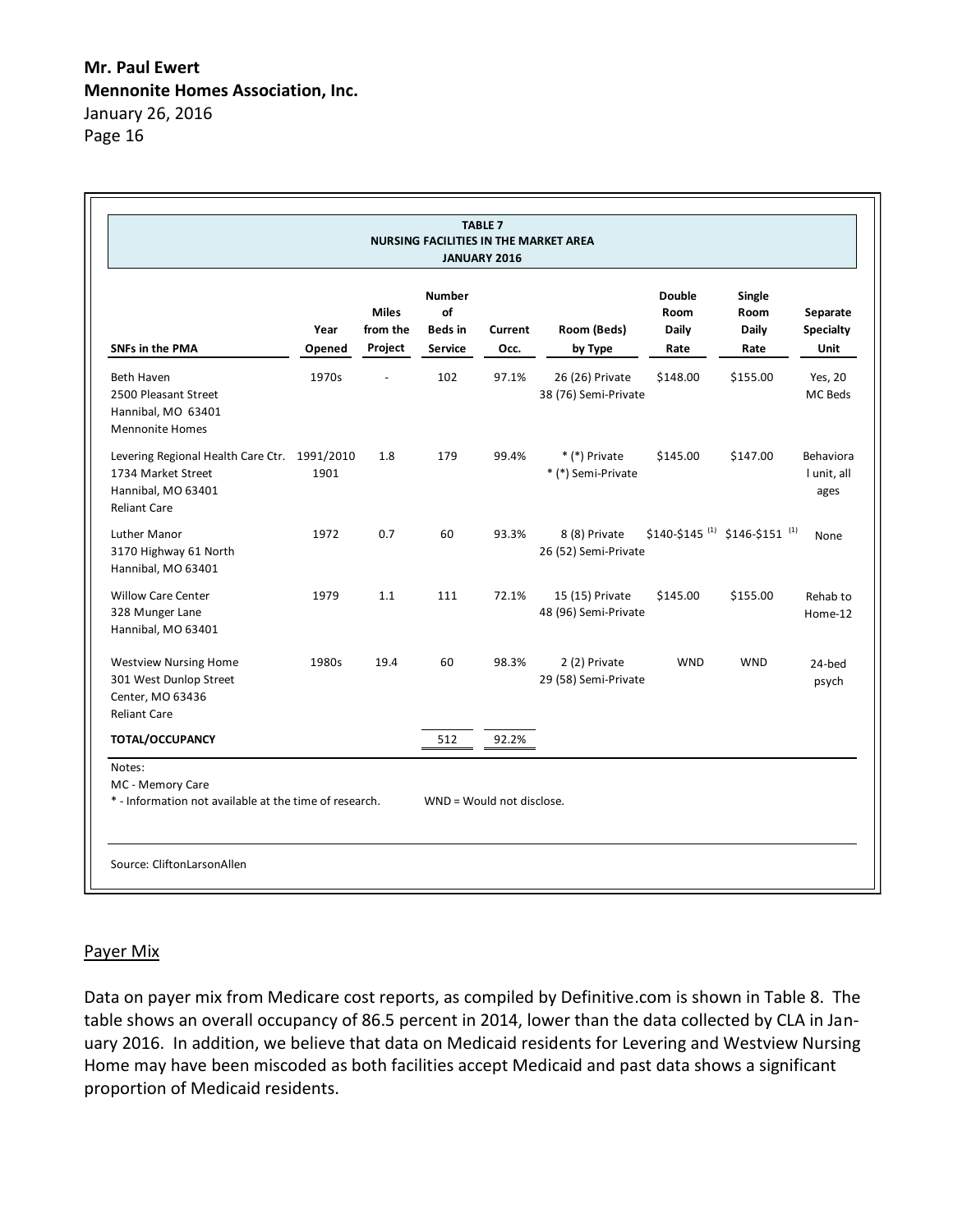**Mr. Paul Ewert**
**Mennonite Homes Association, Inc.**
January 26, 2016

**TABLE 7**
**NURSING FACILITIES IN THE MARKET AREA**
**JANUARY 2016**

| SNFs in the PMA | Year Opened | Miles from the Project | Number of Beds in Service | Current Occ. | Room (Beds) by Type | Double Room Daily Rate | Single Room Daily Rate | Separate Specialty Unit |
|---|---|---|---|---|---|---|---|---|
| Beth Haven<br>2500 Pleasant Street<br>Hannibal, MO 63401<br>Mennonite Homes | 1970s | - | 102 | 97.1% | 26 (26) Private<br>38 (76) Semi-Private | $148.00 | $155.00 | Yes, 20 MC Beds |
| Levering Regional Health Care Ctr.<br>1734 Market Street<br>Hannibal, MO 63401<br>Reliant Care | 1991/2010<br>1901 | 1.8 | 179 | 99.4% | * (*) Private<br>* (*) Semi-Private | $145.00 | $147.00 | Behavioral unit, all ages |
| Luther Manor<br>3170 Highway 61 North<br>Hannibal, MO 63401 | 1972 | 0.7 | 60 | 93.3% | 8 (8) Private<br>26 (52) Semi-Private | $140-$145 (1) | $146-$151 (1) | None |
| Willow Care Center<br>328 Munger Lane<br>Hannibal, MO 63401 | 1979 | 1.1 | 111 | 72.1% | 15 (15) Private<br>48 (96) Semi-Private | $145.00 | $155.00 | Rehab to Home-12 |
| Westview Nursing Home<br>301 West Dunlop Street<br>Center, MO 63436<br>Reliant Care | 1980s | 19.4 | 60 | 98.3% | 2 (2) Private<br>29 (58) Semi-Private | WND | WND | 24-bed psych |
| **TOTAL/OCCUPANCY** | | | 512 | 92.2% | | | | |

Notes:
MC - Memory Care
* - Information not available at the time of research. WND = Would not disclose.

Source: CliftonLarsonAllen

## Payer Mix

Data on payer mix from Medicare cost reports, as compiled by Definitive.com is shown in Table 8. The table shows an overall occupancy of 86.5 percent in 2014, lower than the data collected by CLA in January 2016. In addition, we believe that data on Medicaid residents for Levering and Westview Nursing Home may have been miscoded as both facilities accept Medicaid and past data shows a significant proportion of Medicaid residents.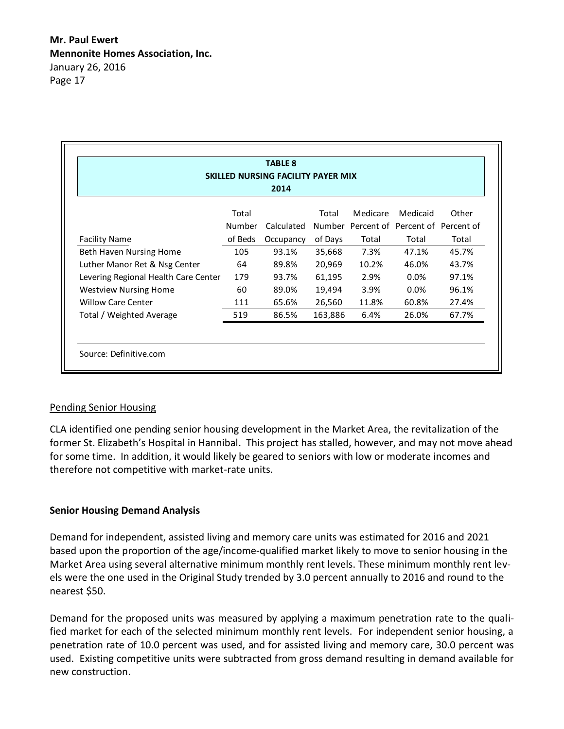**TABLE 8**
**SKILLED NURSING FACILITY PAYER MIX**
**2014**

| Facility Name | Total Number of Beds | Calculated Occupancy | Total Number of Days | Medicare Percent of Total | Medicaid Percent of Total | Other Percent of Total |
|---|---|---|---|---|---|---|
| Beth Haven Nursing Home | 105 | 93.1% | 35,668 | 7.3% | 47.1% | 45.7% |
| Luther Manor Ret & Nsg Center | 64 | 89.8% | 20,969 | 10.2% | 46.0% | 43.7% |
| Levering Regional Health Care Center | 179 | 93.7% | 61,195 | 2.9% | 0.0% | 97.1% |
| Westview Nursing Home | 60 | 89.0% | 19,494 | 3.9% | 0.0% | 96.1% |
| Willow Care Center | 111 | 65.6% | 26,560 | 11.8% | 60.8% | 27.4% |
| Total / Weighted Average | 519 | 86.5% | 163,886 | 6.4% | 26.0% | 67.7% |

Source: Definitive.com

Pending Senior Housing

CLA identified one pending senior housing development in the Market Area, the revitalization of the former St. Elizabeth's Hospital in Hannibal. This project has stalled, however, and may not move ahead for some time. In addition, it would likely be geared to seniors with low or moderate incomes and therefore not competitive with market-rate units.

**Senior Housing Demand Analysis**

Demand for independent, assisted living and memory care units was estimated for 2016 and 2021 based upon the proportion of the age/income-qualified market likely to move to senior housing in the Market Area using several alternative minimum monthly rent levels. These minimum monthly rent levels were the one used in the Original Study trended by 3.0 percent annually to 2016 and round to the nearest $50.

Demand for the proposed units was measured by applying a maximum penetration rate to the qualified market for each of the selected minimum monthly rent levels. For independent senior housing, a penetration rate of 10.0 percent was used, and for assisted living and memory care, 30.0 percent was used. Existing competitive units were subtracted from gross demand resulting in demand available for new construction.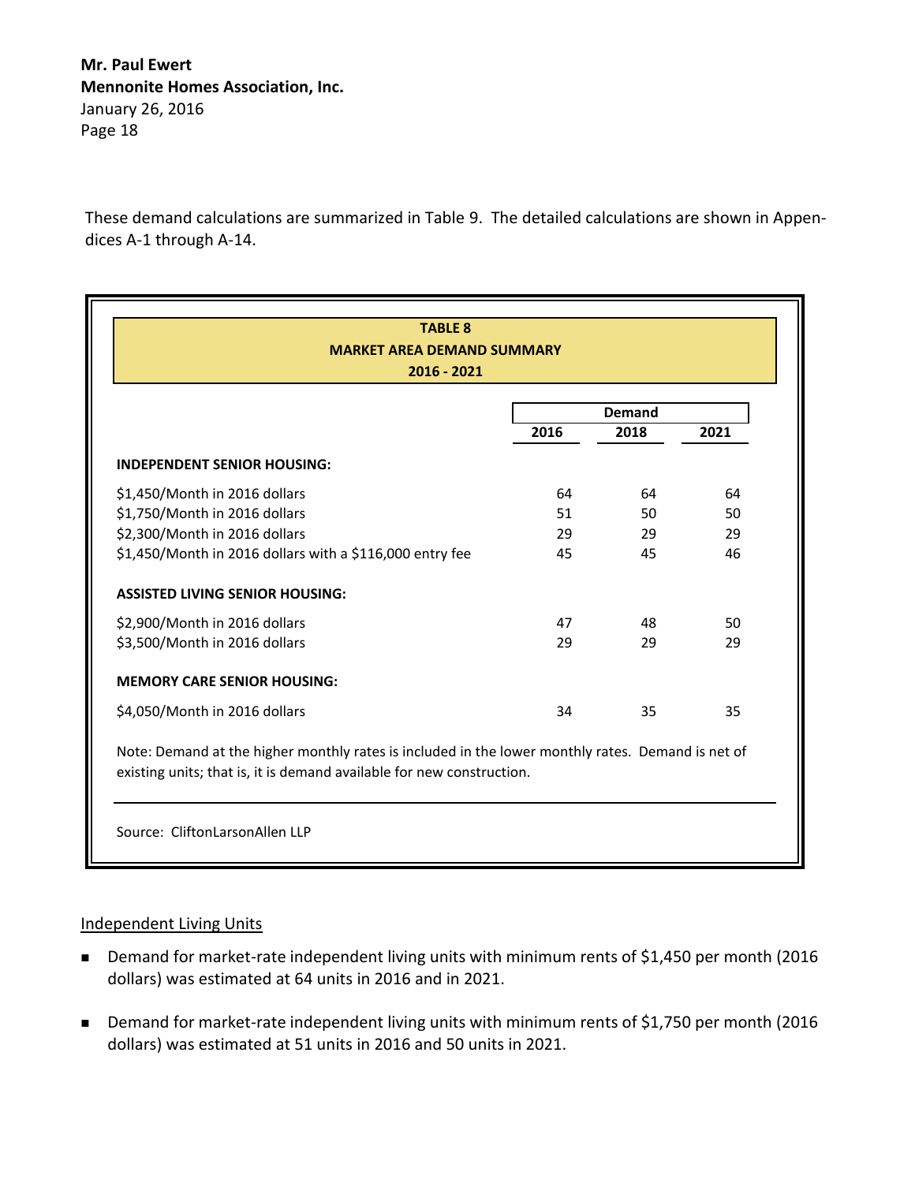These demand calculations are summarized in Table 9. The detailed calculations are shown in Appendices A-1 through A-14.

**TABLE 8**
**MARKET AREA DEMAND SUMMARY**
**2016 - 2021**

| | Demand | | |
|---|---|---|---|
| | **2016** | **2018** | **2021** |
| **INDEPENDENT SENIOR HOUSING:** | | | |
| \$1,450/Month in 2016 dollars | 64 | 64 | 64 |
| \$1,750/Month in 2016 dollars | 51 | 50 | 50 |
| \$2,300/Month in 2016 dollars | 29 | 29 | 29 |
| \$1,450/Month in 2016 dollars with a \$116,000 entry fee | 45 | 45 | 46 |
| **ASSISTED LIVING SENIOR HOUSING:** | | | |
| \$2,900/Month in 2016 dollars | 47 | 48 | 50 |
| \$3,500/Month in 2016 dollars | 29 | 29 | 29 |
| **MEMORY CARE SENIOR HOUSING:** | | | |
| \$4,050/Month in 2016 dollars | 34 | 35 | 35 |

Note: Demand at the higher monthly rates is included in the lower monthly rates. Demand is net of existing units; that is, it is demand available for new construction.

Source: CliftonLarsonAllen LLP

Independent Living Units

- Demand for market-rate independent living units with minimum rents of \$1,450 per month (2016 dollars) was estimated at 64 units in 2016 and in 2021.
- Demand for market-rate independent living units with minimum rents of \$1,750 per month (2016 dollars) was estimated at 51 units in 2016 and 50 units in 2021.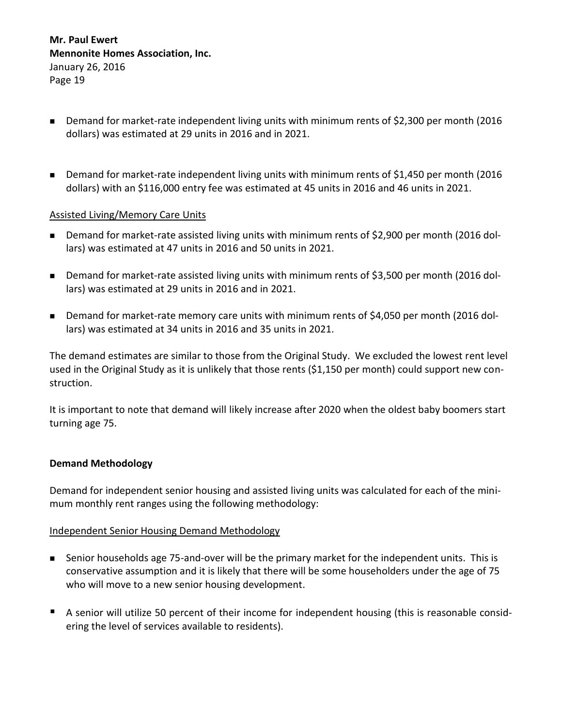- Demand for market-rate independent living units with minimum rents of $2,300 per month (2016 dollars) was estimated at 29 units in 2016 and in 2021.

- Demand for market-rate independent living units with minimum rents of $1,450 per month (2016 dollars) with an $116,000 entry fee was estimated at 45 units in 2016 and 46 units in 2021.

Assisted Living/Memory Care Units

- Demand for market-rate assisted living units with minimum rents of $2,900 per month (2016 dollars) was estimated at 47 units in 2016 and 50 units in 2021.

- Demand for market-rate assisted living units with minimum rents of $3,500 per month (2016 dollars) was estimated at 29 units in 2016 and in 2021.

- Demand for market-rate memory care units with minimum rents of $4,050 per month (2016 dollars) was estimated at 34 units in 2016 and 35 units in 2021.

The demand estimates are similar to those from the Original Study. We excluded the lowest rent level used in the Original Study as it is unlikely that those rents ($1,150 per month) could support new construction.

It is important to note that demand will likely increase after 2020 when the oldest baby boomers start turning age 75.

**Demand Methodology**

Demand for independent senior housing and assisted living units was calculated for each of the minimum monthly rent ranges using the following methodology:

Independent Senior Housing Demand Methodology

- Senior households age 75-and-over will be the primary market for the independent units. This is conservative assumption and it is likely that there will be some householders under the age of 75 who will move to a new senior housing development.

- A senior will utilize 50 percent of their income for independent housing (this is reasonable considering the level of services available to residents).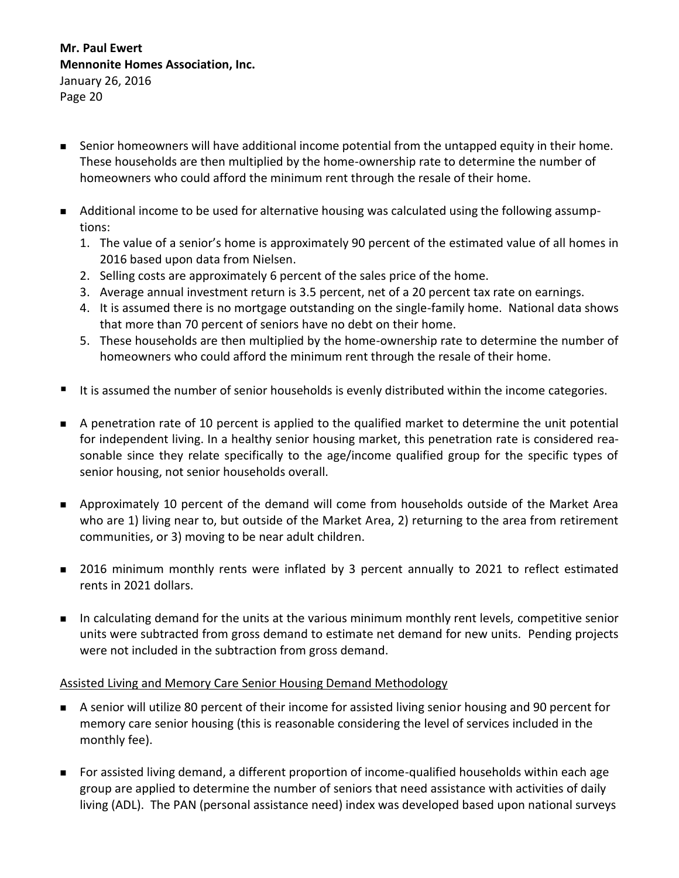- Senior homeowners will have additional income potential from the untapped equity in their home. These households are then multiplied by the home-ownership rate to determine the number of homeowners who could afford the minimum rent through the resale of their home.

- Additional income to be used for alternative housing was calculated using the following assumptions:
  1. The value of a senior's home is approximately 90 percent of the estimated value of all homes in 2016 based upon data from Nielsen.
  2. Selling costs are approximately 6 percent of the sales price of the home.
  3. Average annual investment return is 3.5 percent, net of a 20 percent tax rate on earnings.
  4. It is assumed there is no mortgage outstanding on the single-family home. National data shows that more than 70 percent of seniors have no debt on their home.
  5. These households are then multiplied by the home-ownership rate to determine the number of homeowners who could afford the minimum rent through the resale of their home.

- It is assumed the number of senior households is evenly distributed within the income categories.

- A penetration rate of 10 percent is applied to the qualified market to determine the unit potential for independent living. In a healthy senior housing market, this penetration rate is considered reasonable since they relate specifically to the age/income qualified group for the specific types of senior housing, not senior households overall.

- Approximately 10 percent of the demand will come from households outside of the Market Area who are 1) living near to, but outside of the Market Area, 2) returning to the area from retirement communities, or 3) moving to be near adult children.

- 2016 minimum monthly rents were inflated by 3 percent annually to 2021 to reflect estimated rents in 2021 dollars.

- In calculating demand for the units at the various minimum monthly rent levels, competitive senior units were subtracted from gross demand to estimate net demand for new units. Pending projects were not included in the subtraction from gross demand.

Assisted Living and Memory Care Senior Housing Demand Methodology

- A senior will utilize 80 percent of their income for assisted living senior housing and 90 percent for memory care senior housing (this is reasonable considering the level of services included in the monthly fee).

- For assisted living demand, a different proportion of income-qualified households within each age group are applied to determine the number of seniors that need assistance with activities of daily living (ADL). The PAN (personal assistance need) index was developed based upon national surveys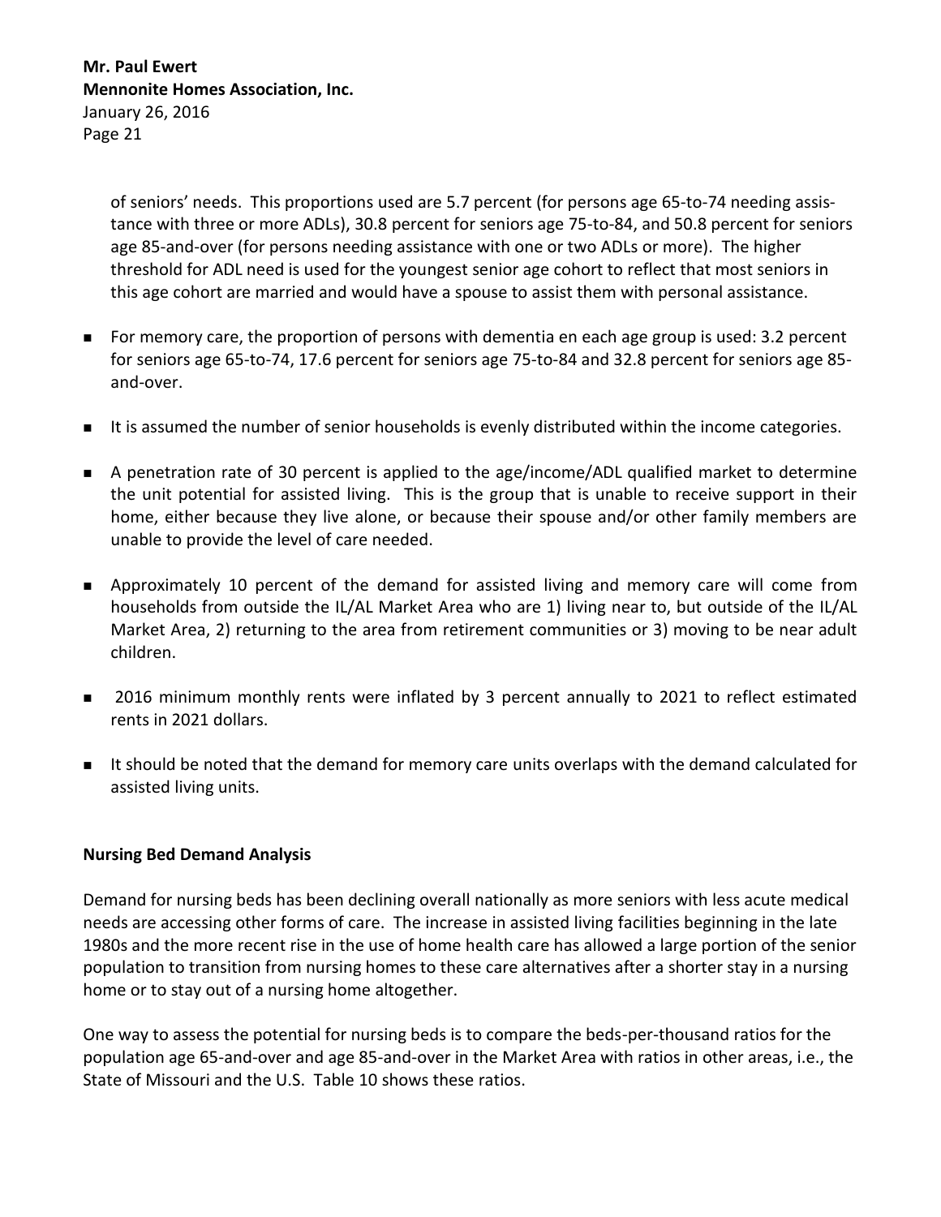of seniors' needs. This proportions used are 5.7 percent (for persons age 65-to-74 needing assistance with three or more ADLs), 30.8 percent for seniors age 75-to-84, and 50.8 percent for seniors age 85-and-over (for persons needing assistance with one or two ADLs or more). The higher threshold for ADL need is used for the youngest senior age cohort to reflect that most seniors in this age cohort are married and would have a spouse to assist them with personal assistance.

- For memory care, the proportion of persons with dementia en each age group is used: 3.2 percent for seniors age 65-to-74, 17.6 percent for seniors age 75-to-84 and 32.8 percent for seniors age 85-and-over.
- It is assumed the number of senior households is evenly distributed within the income categories.
- A penetration rate of 30 percent is applied to the age/income/ADL qualified market to determine the unit potential for assisted living. This is the group that is unable to receive support in their home, either because they live alone, or because their spouse and/or other family members are unable to provide the level of care needed.
- Approximately 10 percent of the demand for assisted living and memory care will come from households from outside the IL/AL Market Area who are 1) living near to, but outside of the IL/AL Market Area, 2) returning to the area from retirement communities or 3) moving to be near adult children.
- 2016 minimum monthly rents were inflated by 3 percent annually to 2021 to reflect estimated rents in 2021 dollars.
- It should be noted that the demand for memory care units overlaps with the demand calculated for assisted living units.

**Nursing Bed Demand Analysis**

Demand for nursing beds has been declining overall nationally as more seniors with less acute medical needs are accessing other forms of care. The increase in assisted living facilities beginning in the late 1980s and the more recent rise in the use of home health care has allowed a large portion of the senior population to transition from nursing homes to these care alternatives after a shorter stay in a nursing home or to stay out of a nursing home altogether.

One way to assess the potential for nursing beds is to compare the beds-per-thousand ratios for the population age 65-and-over and age 85-and-over in the Market Area with ratios in other areas, i.e., the State of Missouri and the U.S. Table 10 shows these ratios.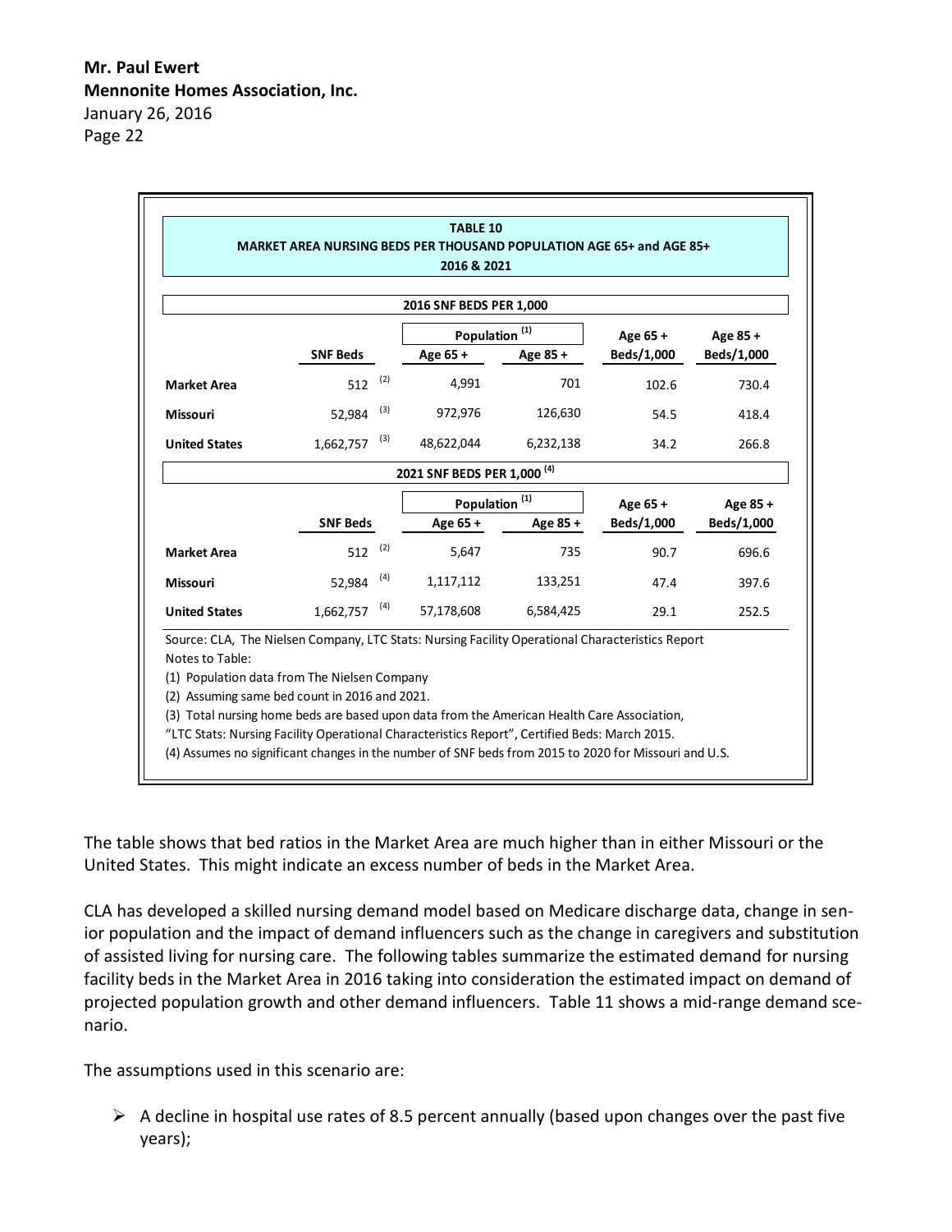**TABLE 10**
**MARKET AREA NURSING BEDS PER THOUSAND POPULATION AGE 65+ and AGE 85+**
**2016 & 2021**

| | SNF Beds | Population [1] Age 65 + | Age 85 + | Age 65 + Beds/1,000 | Age 85 + Beds/1,000 |
|---|---|---|---|---|---|
| **2016 SNF BEDS PER 1,000** | | | | | |
| **Market Area** | 512 [2] | 4,991 | 701 | 102.6 | 730.4 |
| **Missouri** | 52,984 [3] | 972,976 | 126,630 | 54.5 | 418.4 |
| **United States** | 1,662,757 [3] | 48,622,044 | 6,232,138 | 34.2 | 266.8 |
| **2021 SNF BEDS PER 1,000 [4]** | | | | | |
| **Market Area** | 512 [2] | 5,647 | 735 | 90.7 | 696.6 |
| **Missouri** | 52,984 [4] | 1,117,112 | 133,251 | 47.4 | 397.6 |
| **United States** | 1,662,757 [4] | 57,178,608 | 6,584,425 | 29.1 | 252.5 |

Source: CLA, The Nielsen Company, LTC Stats: Nursing Facility Operational Characteristics Report

Notes to Table:

(1) Population data from The Nielsen Company

(2) Assuming same bed count in 2016 and 2021.

(3) Total nursing home beds are based upon data from the American Health Care Association, "LTC Stats: Nursing Facility Operational Characteristics Report", Certified Beds: March 2015.

(4) Assumes no significant changes in the number of SNF beds from 2015 to 2020 for Missouri and U.S.

The table shows that bed ratios in the Market Area are much higher than in either Missouri or the United States. This might indicate an excess number of beds in the Market Area.

CLA has developed a skilled nursing demand model based on Medicare discharge data, change in senior population and the impact of demand influencers such as the change in caregivers and substitution of assisted living for nursing care. The following tables summarize the estimated demand for nursing facility beds in the Market Area in 2016 taking into consideration the estimated impact on demand of projected population growth and other demand influencers. Table 11 shows a mid-range demand scenario.

The assumptions used in this scenario are:

- A decline in hospital use rates of 8.5 percent annually (based upon changes over the past five years);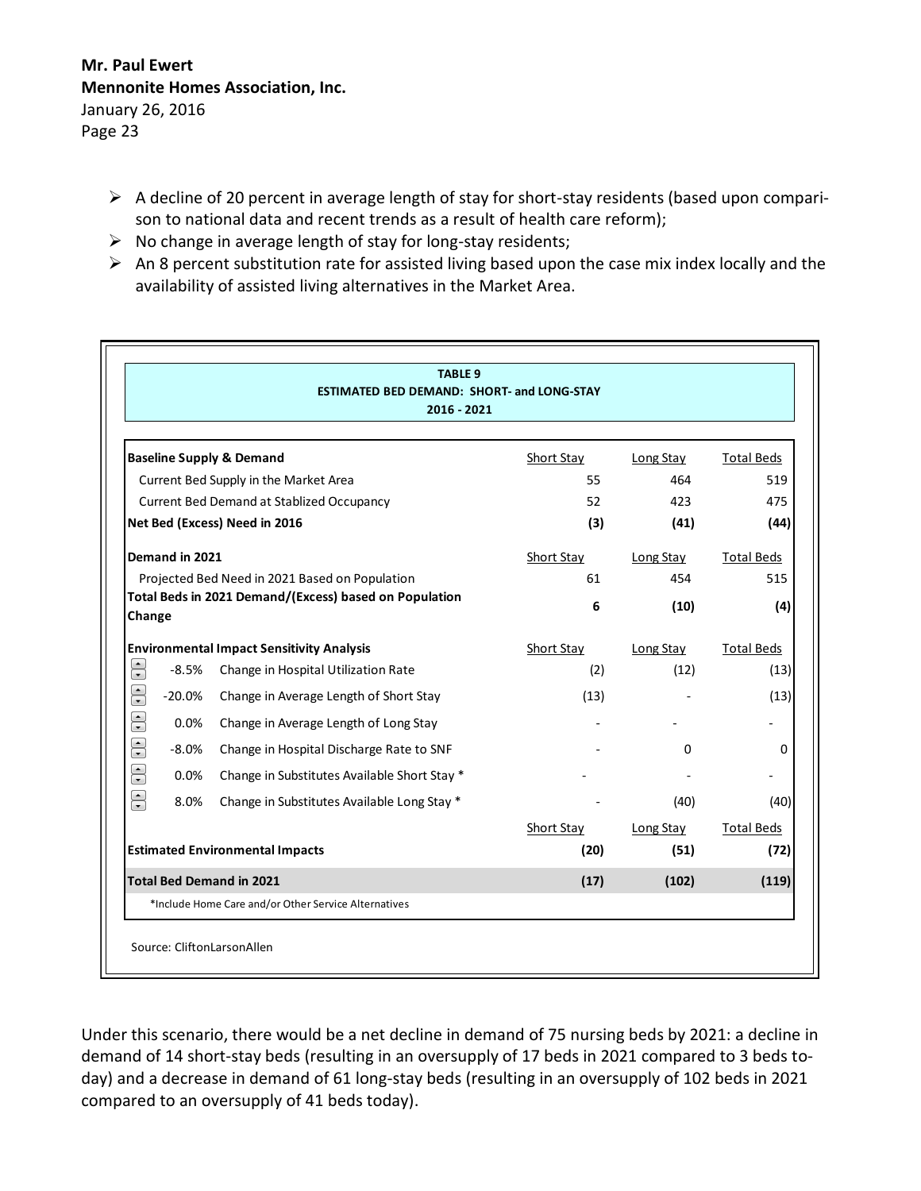- ➢ A decline of 20 percent in average length of stay for short-stay residents (based upon comparison to national data and recent trends as a result of health care reform);
- ➢ No change in average length of stay for long-stay residents;
- ➢ An 8 percent substitution rate for assisted living based upon the case mix index locally and the availability of assisted living alternatives in the Market Area.

**TABLE 9**
**ESTIMATED BED DEMAND: SHORT- and LONG-STAY**
**2016 - 2021**

| **Baseline Supply & Demand** | | Short Stay | Long Stay | Total Beds |
|---|---|---|---|---|
| Current Bed Supply in the Market Area | | 55 | 464 | 519 |
| Current Bed Demand at Stablized Occupancy | | 52 | 423 | 475 |
| **Net Bed (Excess) Need in 2016** | | **(3)** | **(41)** | **(44)** |
| **Demand in 2021** | | Short Stay | Long Stay | Total Beds |
| Projected Bed Need in 2021 Based on Population | | 61 | 454 | 515 |
| **Total Beds in 2021 Demand/(Excess) based on Population Change** | | **6** | **(10)** | **(4)** |
| **Environmental Impact Sensitivity Analysis** | | Short Stay | Long Stay | Total Beds |
| -8.5% | Change in Hospital Utilization Rate | (2) | (12) | (13) |
| -20.0% | Change in Average Length of Short Stay | (13) | - | (13) |
| 0.0% | Change in Average Length of Long Stay | - | - | - |
| -8.0% | Change in Hospital Discharge Rate to SNF | - | 0 | 0 |
| 0.0% | Change in Substitutes Available Short Stay * | - | - | - |
| 8.0% | Change in Substitutes Available Long Stay * | - | (40) | (40) |
| | | Short Stay | Long Stay | Total Beds |
| **Estimated Environmental Impacts** | | **(20)** | **(51)** | **(72)** |
| **Total Bed Demand in 2021** | | **(17)** | **(102)** | **(119)** |

*Include Home Care and/or Other Service Alternatives

Source: CliftonLarsonAllen

Under this scenario, there would be a net decline in demand of 75 nursing beds by 2021: a decline in demand of 14 short-stay beds (resulting in an oversupply of 17 beds in 2021 compared to 3 beds today) and a decrease in demand of 61 long-stay beds (resulting in an oversupply of 102 beds in 2021 compared to an oversupply of 41 beds today).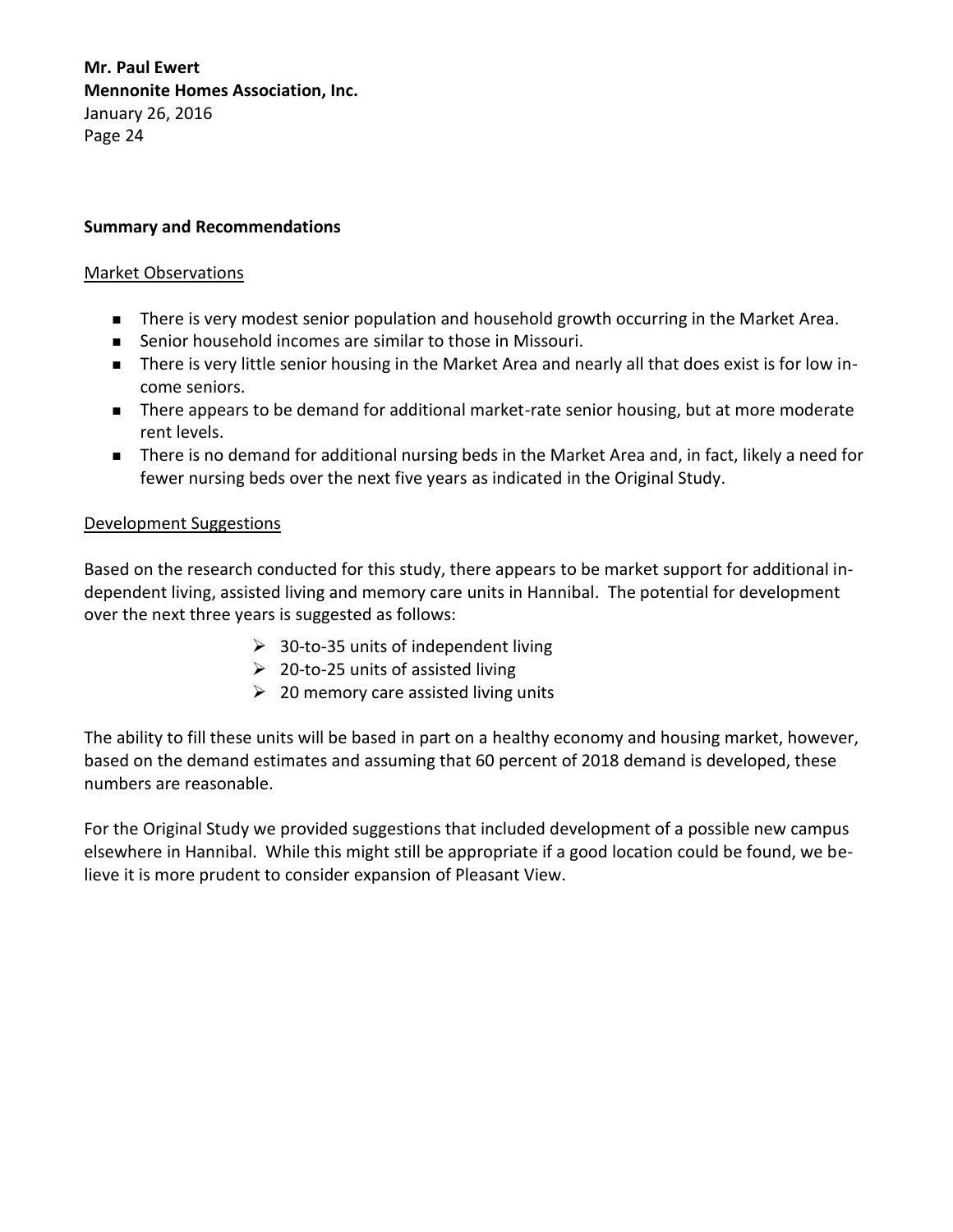## Summary and Recommendations

### Market Observations

- There is very modest senior population and household growth occurring in the Market Area.
- Senior household incomes are similar to those in Missouri.
- There is very little senior housing in the Market Area and nearly all that does exist is for low income seniors.
- There appears to be demand for additional market-rate senior housing, but at more moderate rent levels.
- There is no demand for additional nursing beds in the Market Area and, in fact, likely a need for fewer nursing beds over the next five years as indicated in the Original Study.

### Development Suggestions

Based on the research conducted for this study, there appears to be market support for additional independent living, assisted living and memory care units in Hannibal. The potential for development over the next three years is suggested as follows:

- 30-to-35 units of independent living
- 20-to-25 units of assisted living
- 20 memory care assisted living units

The ability to fill these units will be based in part on a healthy economy and housing market, however, based on the demand estimates and assuming that 60 percent of 2018 demand is developed, these numbers are reasonable.

For the Original Study we provided suggestions that included development of a possible new campus elsewhere in Hannibal. While this might still be appropriate if a good location could be found, we believe it is more prudent to consider expansion of Pleasant View.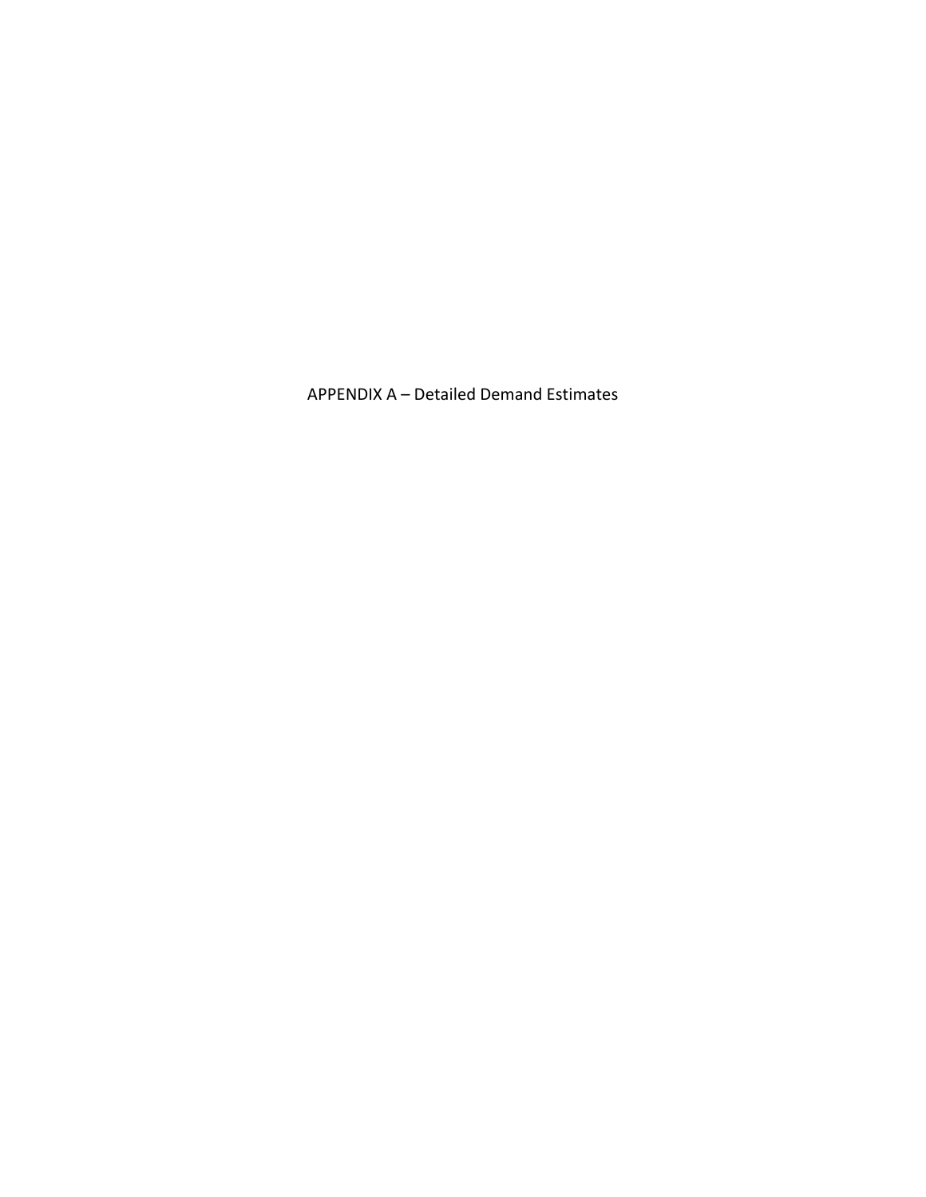# APPENDIX A – Detailed Demand Estimates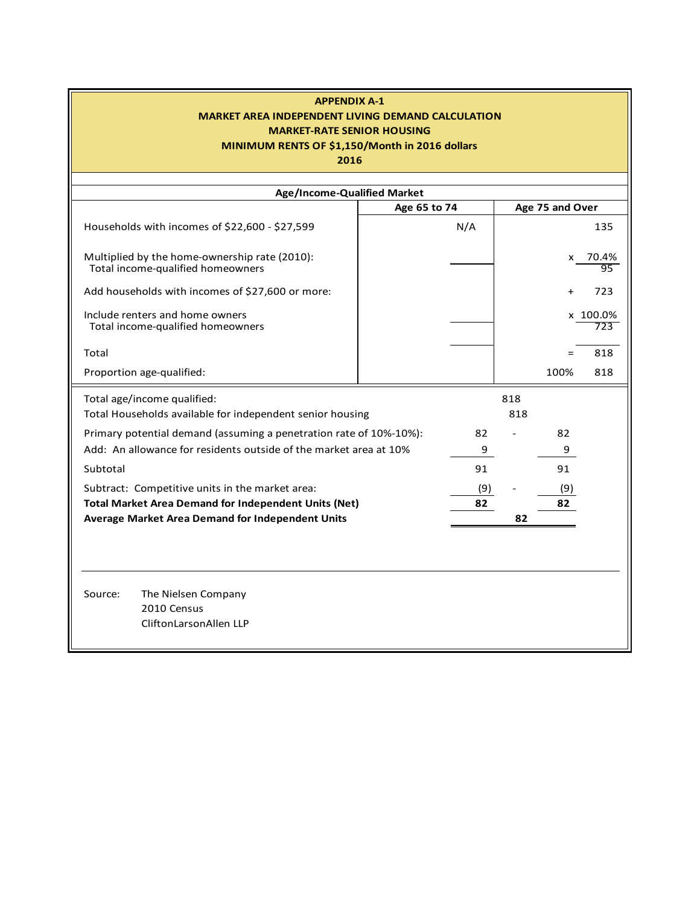**APPENDIX A-1**
**MARKET AREA INDEPENDENT LIVING DEMAND CALCULATION**
**MARKET-RATE SENIOR HOUSING**
**MINIMUM RENTS OF $1,150/Month in 2016 dollars**
**2016**

| Age/Income-Qualified Market | | | |
|---|---|---|---|
| | **Age 65 to 74** | **Age 75 and Over** | |
| Households with incomes of $22,600 - $27,599 | N/A | | 135 |
| Multiplied by the home-ownership rate (2010): | | x | 70.4% |
| Total income-qualified homeowners | | | 95 |
| Add households with incomes of $27,600 or more: | | + | 723 |
| Include renters and home owners | | x | 100.0% |
| Total income-qualified homeowners | | | 723 |
| Total | | = | 818 |
| Proportion age-qualified: | | 100% | 818 |

| | | | |
|---|---|---|---|
| Total age/income qualified: | | 818 | |
| Total Households available for independent senior housing | | 818 | |
| Primary potential demand (assuming a penetration rate of 10%-10%): | 82 | - | 82 |
| Add: An allowance for residents outside of the market area at 10% | 9 | | 9 |
| Subtotal | 91 | | 91 |
| Subtract: Competitive units in the market area: | (9) | - | (9) |
| **Total Market Area Demand for Independent Units (Net)** | **82** | | **82** |
| **Average Market Area Demand for Independent Units** | | **82** | |

Source: The Nielsen Company
2010 Census
CliftonLarsonAllen LLP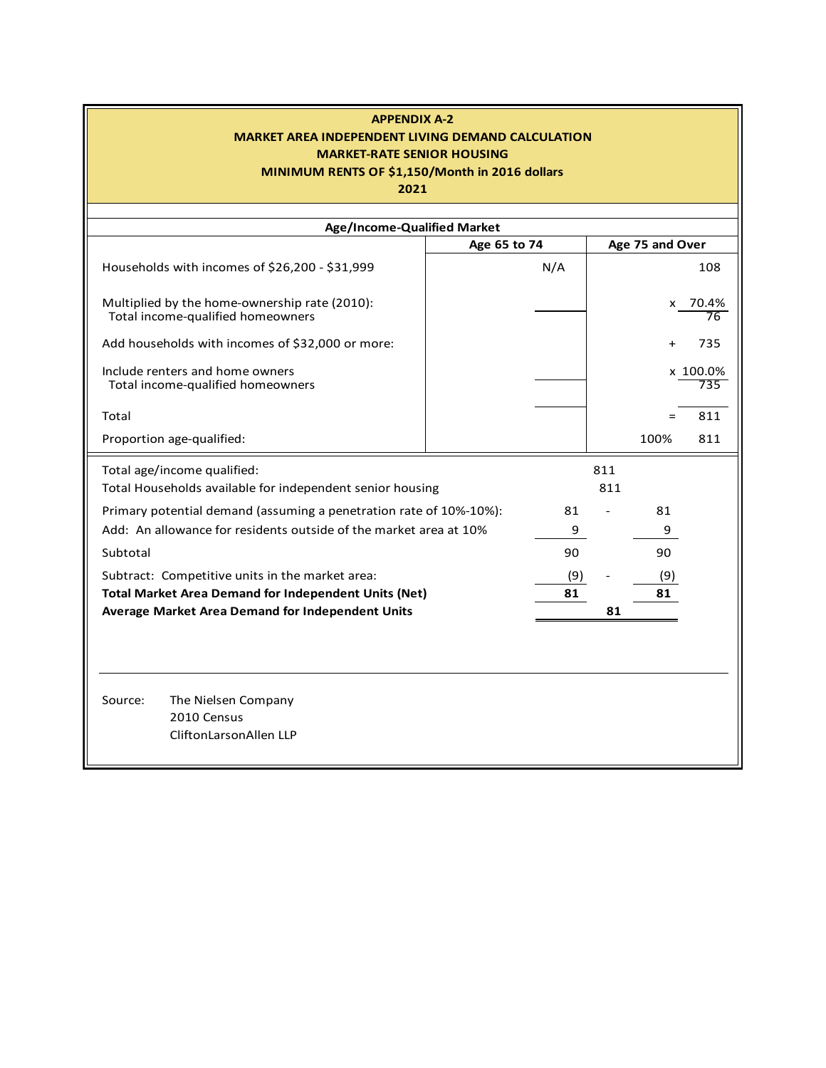**APPENDIX A-2**
**MARKET AREA INDEPENDENT LIVING DEMAND CALCULATION**
**MARKET-RATE SENIOR HOUSING**
**MINIMUM RENTS OF $1,150/Month in 2016 dollars**
**2021**

| Age/Income-Qualified Market | Age 65 to 74 | | Age 75 and Over |
|---|---|---|---|
| Households with incomes of $26,200 - $31,999 | N/A | | 108 |
| Multiplied by the home-ownership rate (2010): | | x | 70.4% |
| Total income-qualified homeowners | | | 76 |
| Add households with incomes of $32,000 or more: | | + | 735 |
| Include renters and home owners | | x | 100.0% |
| Total income-qualified homeowners | | | 735 |
| Total | | = | 811 |
| Proportion age-qualified: | | 100% | 811 |

| | | | |
|---|---|---|---|
| Total age/income qualified: | | 811 | |
| Total Households available for independent senior housing | | 811 | |
| Primary potential demand (assuming a penetration rate of 10%-10%): | 81 | - | 81 |
| Add: An allowance for residents outside of the market area at 10% | 9 | | 9 |
| Subtotal | 90 | | 90 |
| Subtract: Competitive units in the market area: | (9) | - | (9) |
| **Total Market Area Demand for Independent Units (Net)** | **81** | | **81** |
| **Average Market Area Demand for Independent Units** | | **81** | |

Source: The Nielsen Company
2010 Census
CliftonLarsonAllen LLP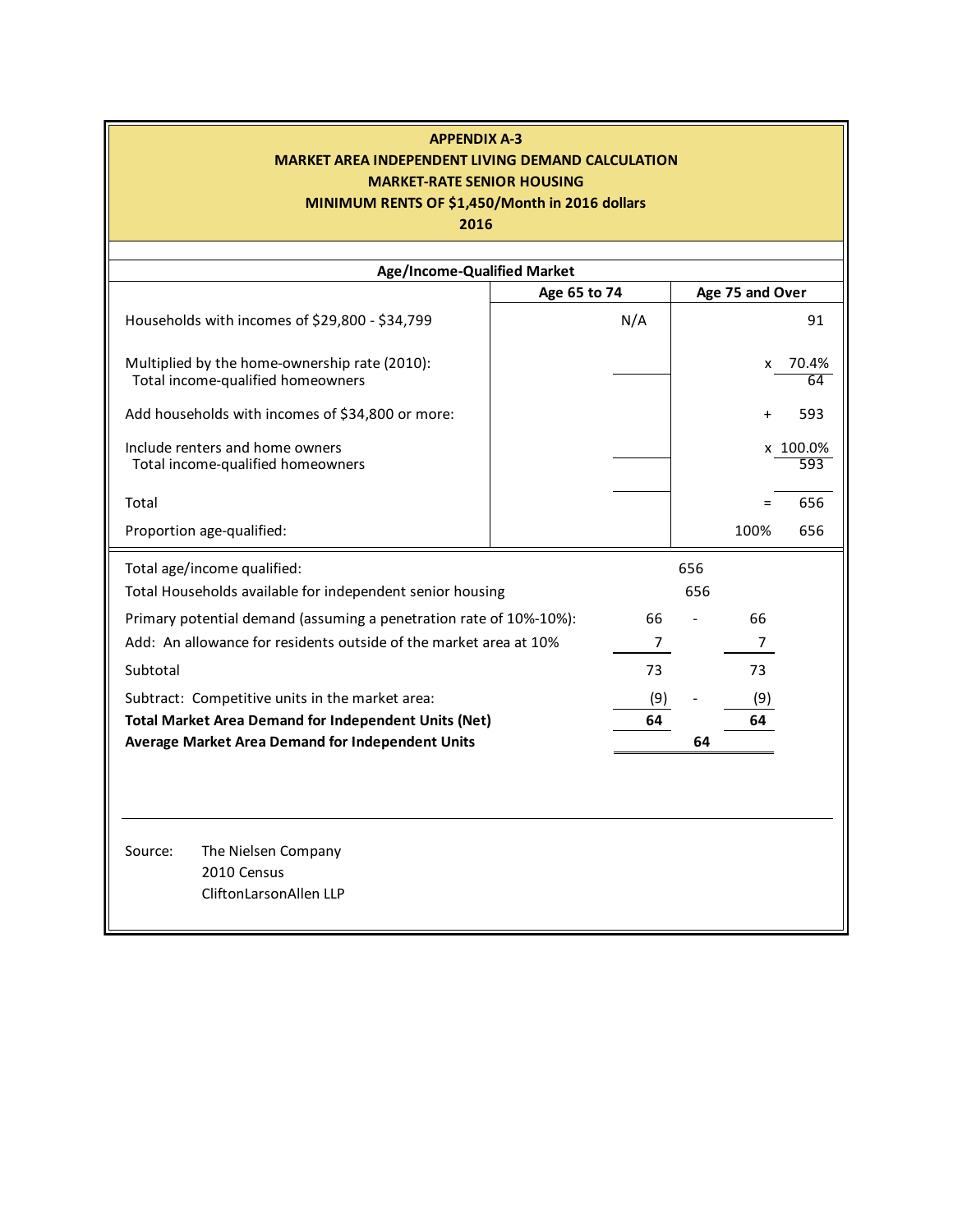## APPENDIX A-3
## MARKET AREA INDEPENDENT LIVING DEMAND CALCULATION
## MARKET-RATE SENIOR HOUSING
## MINIMUM RENTS OF $1,450/Month in 2016 dollars
## 2016

| Age/Income-Qualified Market | Age 65 to 74 | Age 75 and Over |
|---|---|---|
| Households with incomes of $29,800 - $34,799 | N/A | 91 |
| Multiplied by the home-ownership rate (2010): | | x 70.4% |
| Total income-qualified homeowners | | 64 |
| Add households with incomes of $34,800 or more: | | + 593 |
| Include renters and home owners | | x 100.0% |
| Total income-qualified homeowners | | 593 |
| Total | | = 656 |
| Proportion age-qualified: | | 100% 656 |

| | | | |
|---|---|---|---|
| Total age/income qualified: | | 656 | |
| Total Households available for independent senior housing | | 656 | |
| Primary potential demand (assuming a penetration rate of 10%-10%): | 66 | - | 66 |
| Add: An allowance for residents outside of the market area at 10% | 7 | | 7 |
| Subtotal | 73 | | 73 |
| Subtract: Competitive units in the market area: | (9) | - | (9) |
| **Total Market Area Demand for Independent Units (Net)** | **64** | | **64** |
| **Average Market Area Demand for Independent Units** | | **64** | |

Source: The Nielsen Company
2010 Census
CliftonLarsonAllen LLP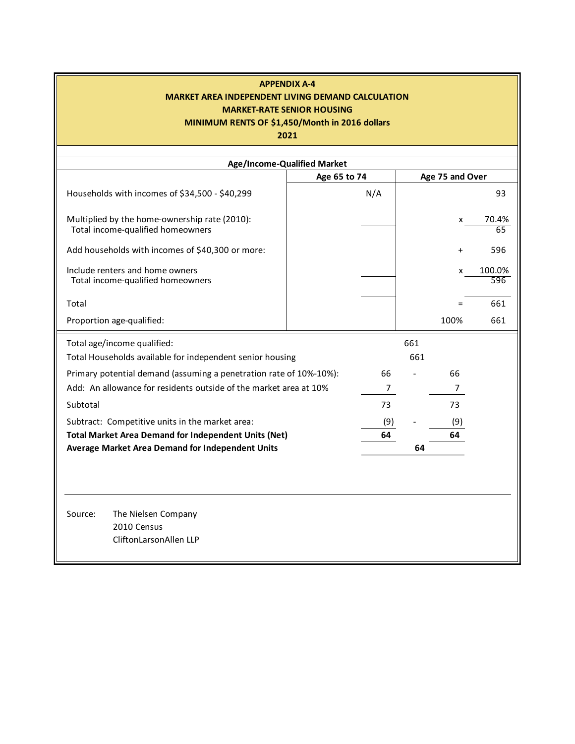**APPENDIX A-4**
**MARKET AREA INDEPENDENT LIVING DEMAND CALCULATION**
**MARKET-RATE SENIOR HOUSING**
**MINIMUM RENTS OF $1,450/Month in 2016 dollars**
**2021**

| Age/Income-Qualified Market | Age 65 to 74 | | Age 75 and Over |
|---|---|---|---|
| Households with incomes of $34,500 - $40,299 | N/A | | 93 |
| Multiplied by the home-ownership rate (2010): | | x | 70.4% |
| Total income-qualified homeowners | | | 65 |
| Add households with incomes of $40,300 or more: | | + | 596 |
| Include renters and home owners | | x | 100.0% |
| Total income-qualified homeowners | | | 596 |
| Total | | = | 661 |
| Proportion age-qualified: | | 100% | 661 |

| | | | |
|---|---|---|---|
| Total age/income qualified: | | 661 | |
| Total Households available for independent senior housing | | 661 | |
| Primary potential demand (assuming a penetration rate of 10%-10%): | 66 | - | 66 |
| Add: An allowance for residents outside of the market area at 10% | 7 | | 7 |
| Subtotal | 73 | | 73 |
| Subtract: Competitive units in the market area: | (9) | - | (9) |
| **Total Market Area Demand for Independent Units (Net)** | **64** | | **64** |
| **Average Market Area Demand for Independent Units** | | **64** | |

Source: The Nielsen Company
2010 Census
CliftonLarsonAllen LLP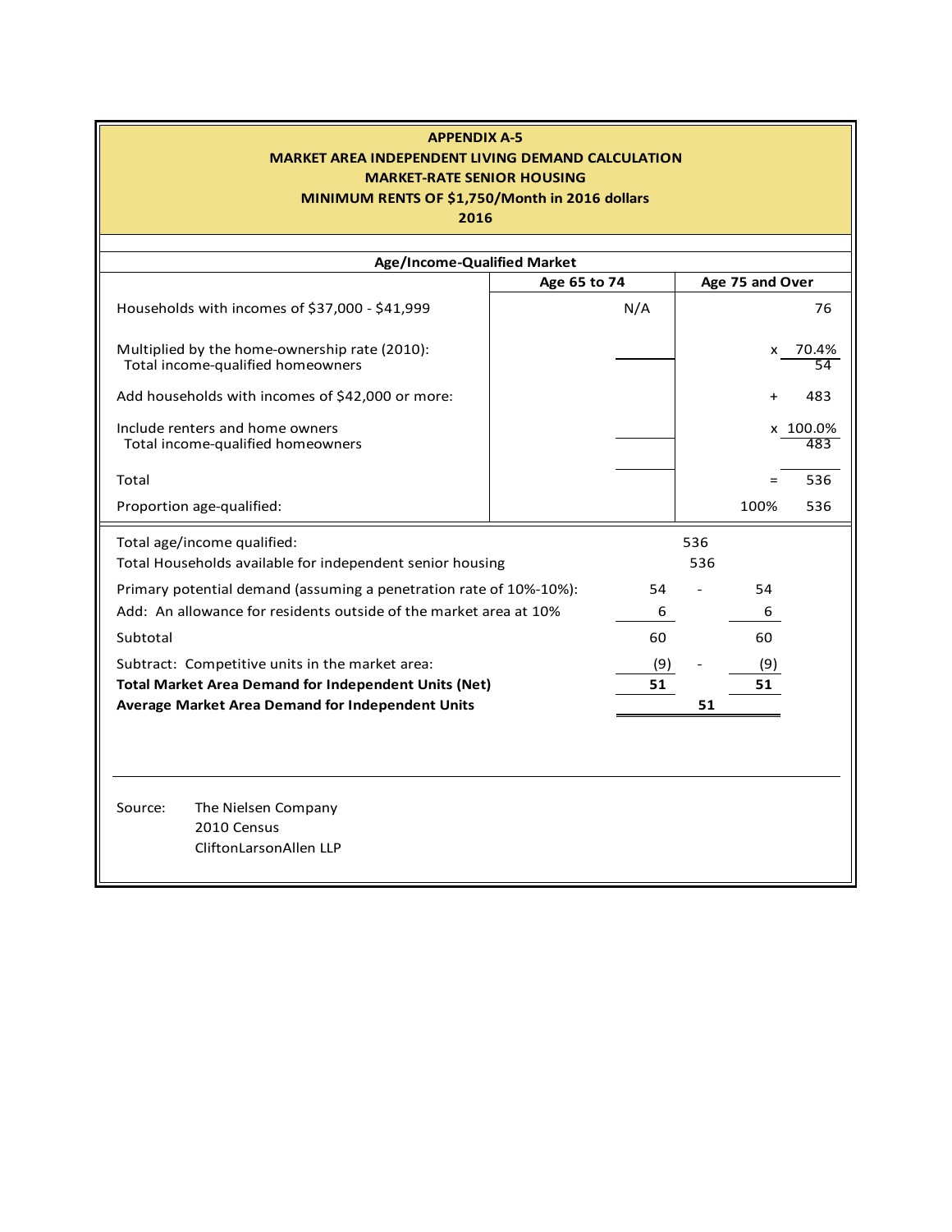**APPENDIX A-5**
**MARKET AREA INDEPENDENT LIVING DEMAND CALCULATION**
**MARKET-RATE SENIOR HOUSING**
**MINIMUM RENTS OF $1,750/Month in 2016 dollars**
**2016**

**Age/Income-Qualified Market**

| | Age 65 to 74 | | Age 75 and Over |
|---|---|---|---|
| Households with incomes of $37,000 - $41,999 | N/A | | 76 |
| Multiplied by the home-ownership rate (2010): | | x | 70.4% |
| Total income-qualified homeowners | | | 54 |
| Add households with incomes of $42,000 or more: | | + | 483 |
| Include renters and home owners | | x | 100.0% |
| Total income-qualified homeowners | | | 483 |
| Total | | = | 536 |
| Proportion age-qualified: | | 100% | 536 |

| | | | |
|---|---|---|---|
| Total age/income qualified: | | 536 | |
| Total Households available for independent senior housing | | 536 | |
| Primary potential demand (assuming a penetration rate of 10%-10%): | 54 | - | 54 |
| Add: An allowance for residents outside of the market area at 10% | 6 | | 6 |
| Subtotal | 60 | | 60 |
| Subtract: Competitive units in the market area: | (9) | - | (9) |
| **Total Market Area Demand for Independent Units (Net)** | **51** | | **51** |
| **Average Market Area Demand for Independent Units** | | **51** | |

Source: The Nielsen Company
2010 Census
CliftonLarsonAllen LLP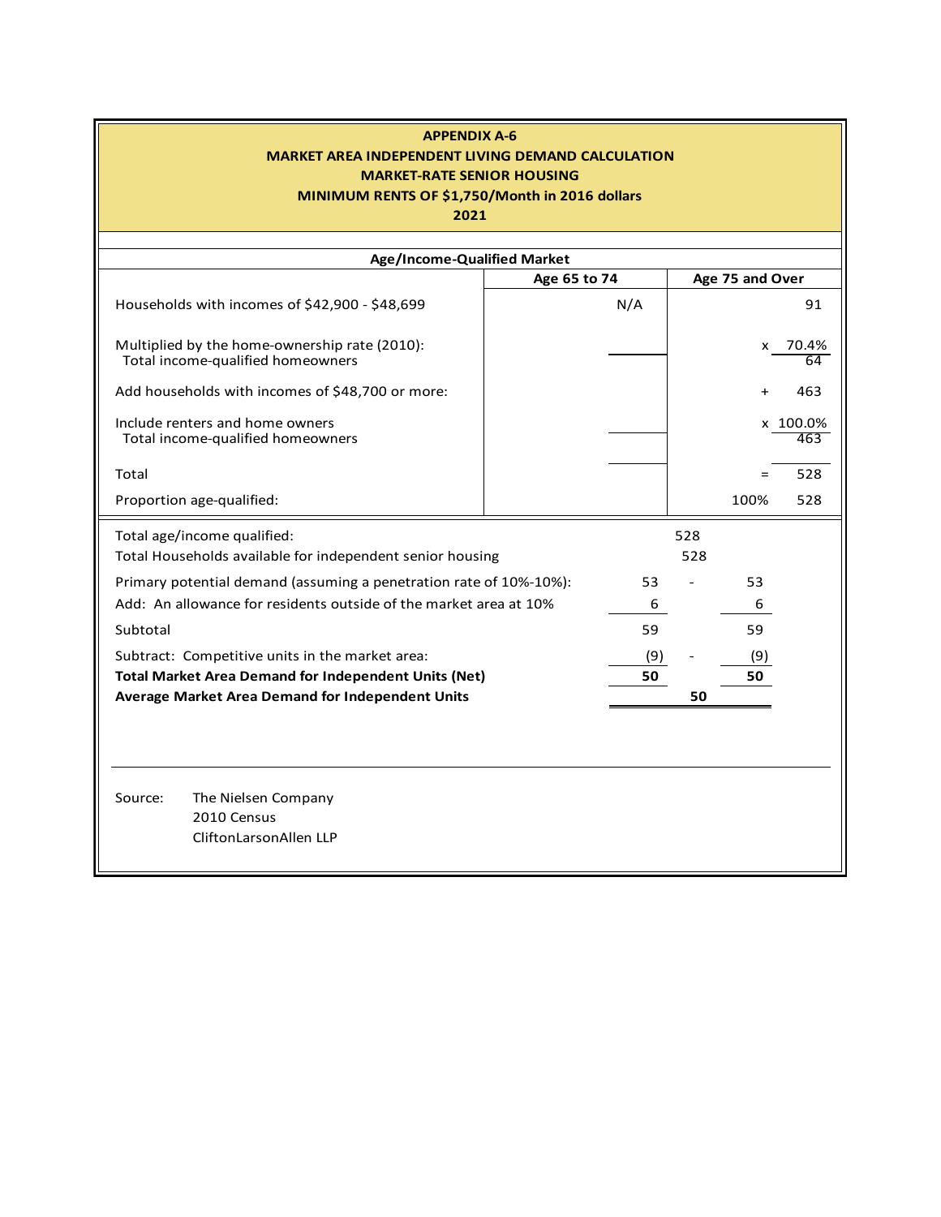**APPENDIX A-6**
**MARKET AREA INDEPENDENT LIVING DEMAND CALCULATION**
**MARKET-RATE SENIOR HOUSING**
**MINIMUM RENTS OF $1,750/Month in 2016 dollars**
**2021**

| Age/Income-Qualified Market | Age 65 to 74 | Age 75 and Over | |
|---|---|---|---|
| Households with incomes of $42,900 - $48,699 | N/A | | 91 |
| Multiplied by the home-ownership rate (2010): | | x | 70.4% |
| Total income-qualified homeowners | | | 64 |
| Add households with incomes of $48,700 or more: | | + | 463 |
| Include renters and home owners | | x | 100.0% |
| Total income-qualified homeowners | | | 463 |
| Total | | = | 528 |
| Proportion age-qualified: | | 100% | 528 |

| | | | |
|---|---|---|---|
| Total age/income qualified: | | 528 | |
| Total Households available for independent senior housing | | 528 | |
| Primary potential demand (assuming a penetration rate of 10%-10%): | 53 | - | 53 |
| Add: An allowance for residents outside of the market area at 10% | 6 | | 6 |
| Subtotal | 59 | | 59 |
| Subtract: Competitive units in the market area: | (9) | - | (9) |
| **Total Market Area Demand for Independent Units (Net)** | **50** | | **50** |
| **Average Market Area Demand for Independent Units** | | **50** | |

Source: The Nielsen Company
2010 Census
CliftonLarsonAllen LLP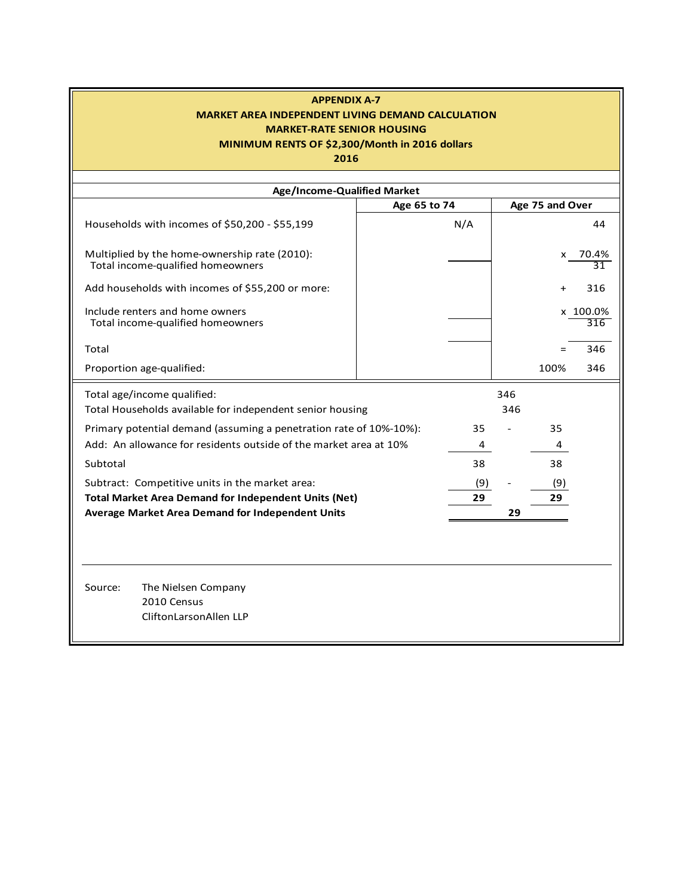**APPENDIX A-7**
**MARKET AREA INDEPENDENT LIVING DEMAND CALCULATION**
**MARKET-RATE SENIOR HOUSING**
**MINIMUM RENTS OF $2,300/Month in 2016 dollars**
**2016**

| Age/Income-Qualified Market | Age 65 to 74 | Age 75 and Over | |
|---|---|---|---|
| Households with incomes of $50,200 - $55,199 | N/A | | 44 |
| Multiplied by the home-ownership rate (2010): | | x | 70.4% |
| Total income-qualified homeowners | | | 31 |
| Add households with incomes of $55,200 or more: | | + | 316 |
| Include renters and home owners | | x | 100.0% |
| Total income-qualified homeowners | | | 316 |
| Total | | = | 346 |
| Proportion age-qualified: | | 100% | 346 |

| | | | |
|---|---|---|---|
| Total age/income qualified: | | 346 | |
| Total Households available for independent senior housing | | 346 | |
| Primary potential demand (assuming a penetration rate of 10%-10%): | 35 | - | 35 |
| Add: An allowance for residents outside of the market area at 10% | 4 | | 4 |
| Subtotal | 38 | | 38 |
| Subtract: Competitive units in the market area: | (9) | - | (9) |
| **Total Market Area Demand for Independent Units (Net)** | **29** | | **29** |
| **Average Market Area Demand for Independent Units** | | **29** | |

Source: The Nielsen Company
2010 Census
CliftonLarsonAllen LLP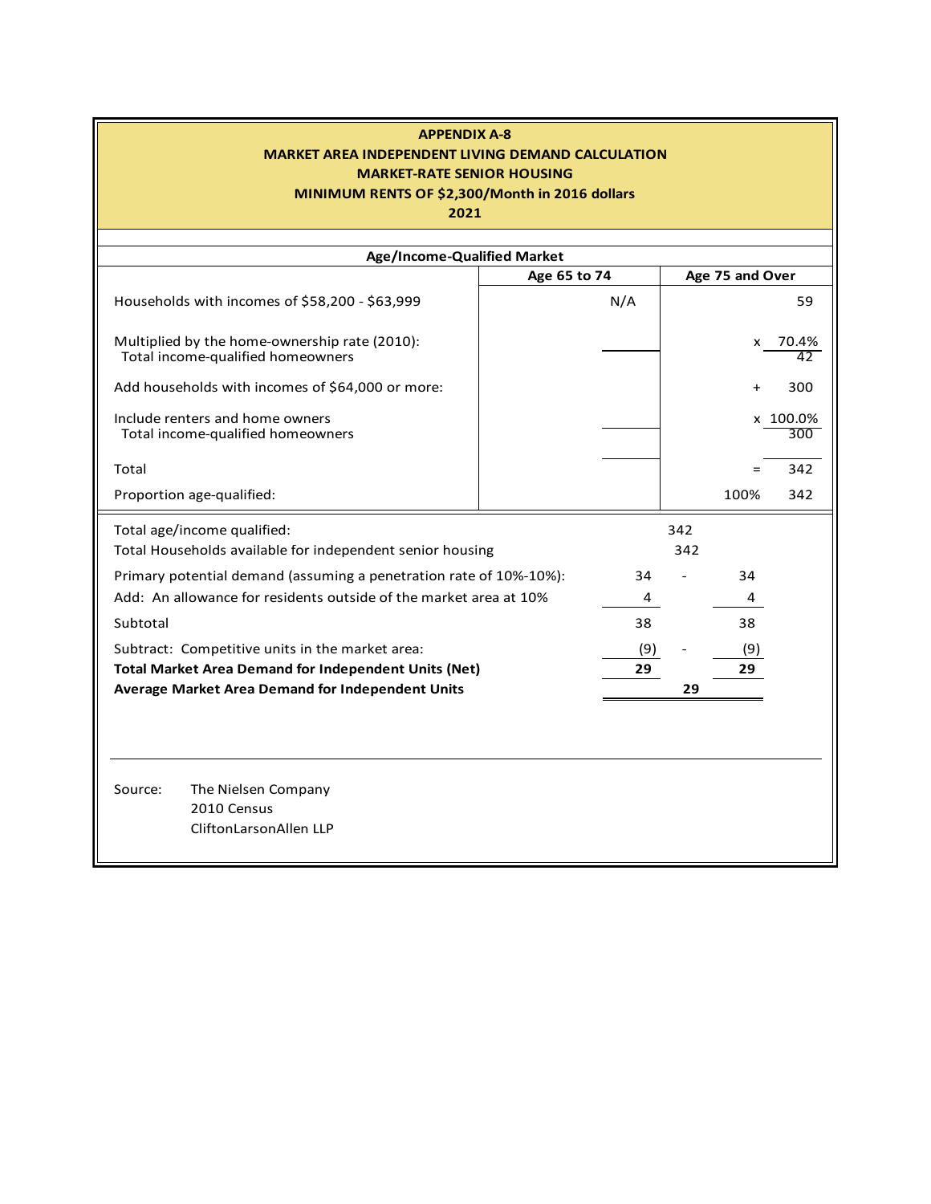# APPENDIX A-8
## MARKET AREA INDEPENDENT LIVING DEMAND CALCULATION
## MARKET-RATE SENIOR HOUSING
## MINIMUM RENTS OF $2,300/Month in 2016 dollars
## 2021

**Age/Income-Qualified Market**

| | Age 65 to 74 | Age 75 and Over |
|---|---|---|
| Households with incomes of $58,200 - $63,999 | N/A | 59 |
| Multiplied by the home-ownership rate (2010): | | x 70.4% |
| Total income-qualified homeowners | | 42 |
| Add households with incomes of $64,000 or more: | | + 300 |
| Include renters and home owners | | x 100.0% |
| Total income-qualified homeowners | | 300 |
| Total | | = 342 |
| Proportion age-qualified: | | 100% 342 |

| | | | |
|---|---|---|---|
| Total age/income qualified: | | 342 | |
| Total Households available for independent senior housing | | 342 | |
| Primary potential demand (assuming a penetration rate of 10%-10%): | 34 | - | 34 |
| Add: An allowance for residents outside of the market area at 10% | 4 | | 4 |
| Subtotal | 38 | | 38 |
| Subtract: Competitive units in the market area: | (9) | - | (9) |
| **Total Market Area Demand for Independent Units (Net)** | **29** | | **29** |
| **Average Market Area Demand for Independent Units** | | **29** | |

Source: The Nielsen Company
2010 Census
CliftonLarsonAllen LLP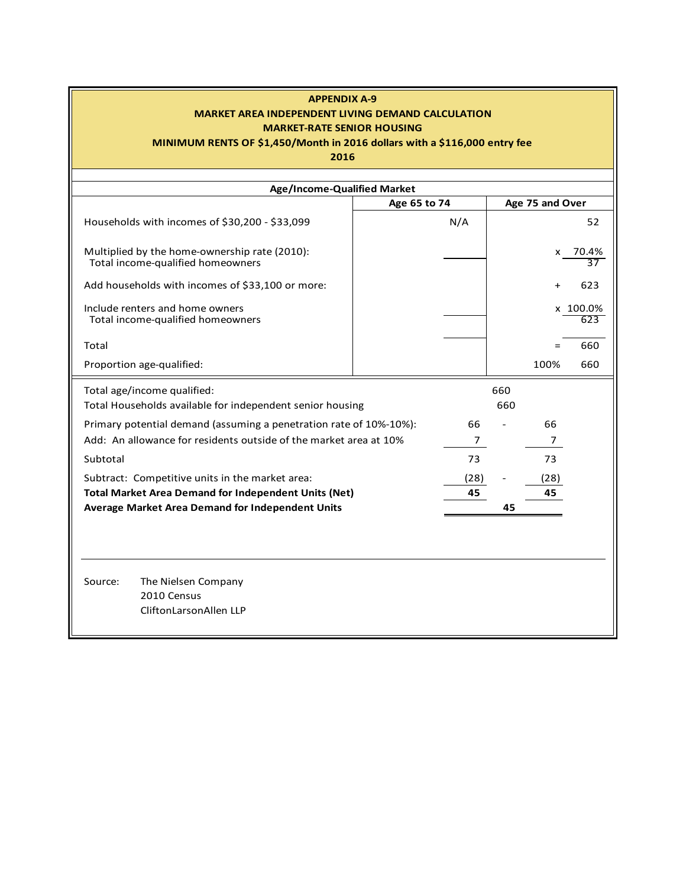## APPENDIX A-9
## MARKET AREA INDEPENDENT LIVING DEMAND CALCULATION
## MARKET-RATE SENIOR HOUSING
## MINIMUM RENTS OF $1,450/Month in 2016 dollars with a $116,000 entry fee
## 2016

| Age/Income-Qualified Market | Age 65 to 74 | | Age 75 and Over |
|---|---|---|---|
| Households with incomes of $30,200 - $33,099 | N/A | | 52 |
| Multiplied by the home-ownership rate (2010): | | x | 70.4% |
| Total income-qualified homeowners | | | 37 |
| Add households with incomes of $33,100 or more: | | + | 623 |
| Include renters and home owners | | x | 100.0% |
| Total income-qualified homeowners | | | 623 |
| Total | | = | 660 |
| Proportion age-qualified: | | 100% | 660 |

| | | | |
|---|---|---|---|
| Total age/income qualified: | | 660 | |
| Total Households available for independent senior housing | | 660 | |
| Primary potential demand (assuming a penetration rate of 10%-10%): | 66 | - | 66 |
| Add: An allowance for residents outside of the market area at 10% | 7 | | 7 |
| Subtotal | 73 | | 73 |
| Subtract: Competitive units in the market area: | (28) | - | (28) |
| **Total Market Area Demand for Independent Units (Net)** | **45** | | **45** |
| **Average Market Area Demand for Independent Units** | | **45** | |

Source: The Nielsen Company
2010 Census
CliftonLarsonAllen LLP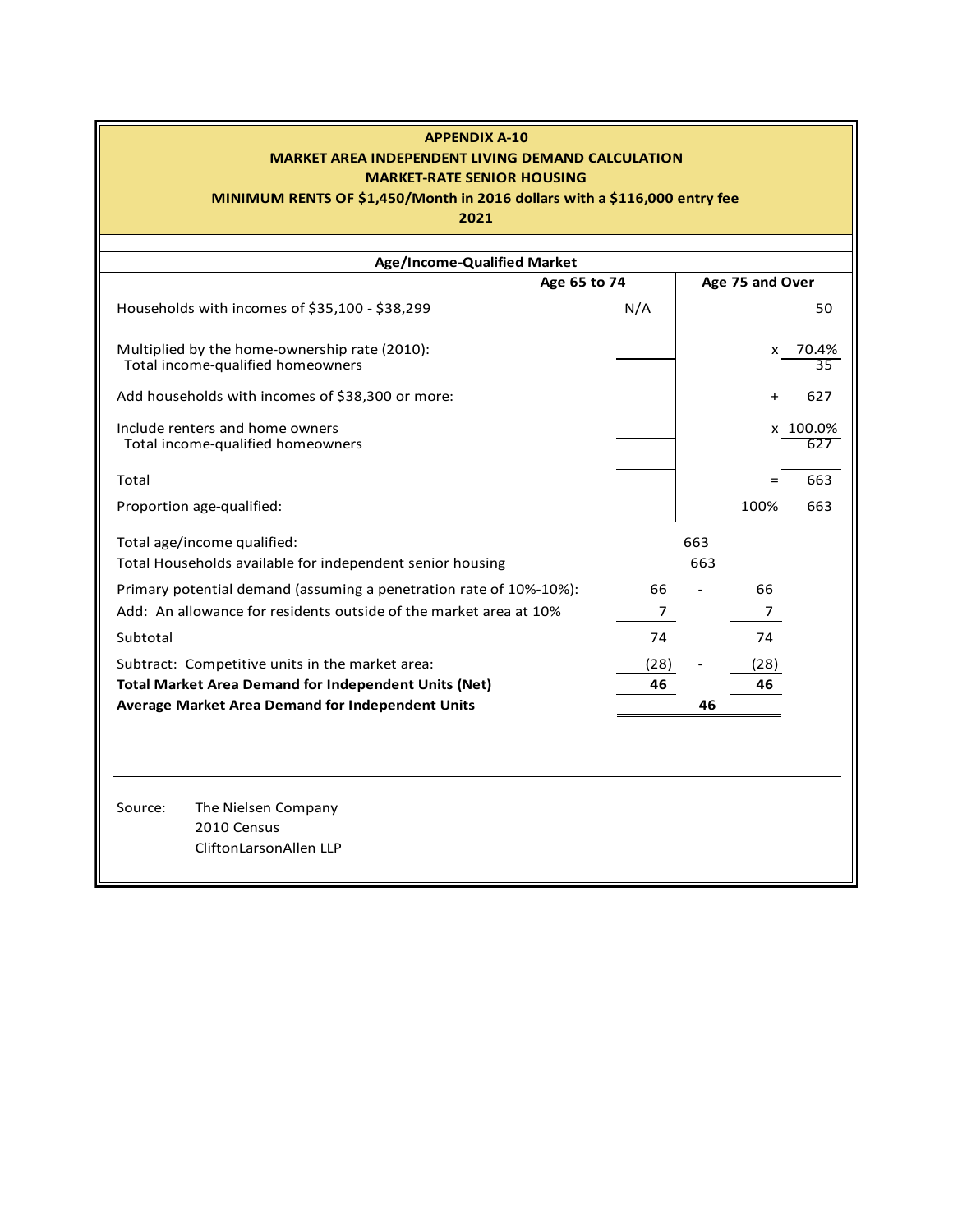**APPENDIX A-10**
**MARKET AREA INDEPENDENT LIVING DEMAND CALCULATION**
**MARKET-RATE SENIOR HOUSING**
**MINIMUM RENTS OF $1,450/Month in 2016 dollars with a $116,000 entry fee**
**2021**

| Age/Income-Qualified Market | Age 65 to 74 | | Age 75 and Over |
|---|---|---|---|
| Households with incomes of $35,100 - $38,299 | N/A | | 50 |
| Multiplied by the home-ownership rate (2010): | | x | 70.4% |
| Total income-qualified homeowners | | | 35 |
| Add households with incomes of $38,300 or more: | | + | 627 |
| Include renters and home owners | | x | 100.0% |
| Total income-qualified homeowners | | | 627 |
| Total | | = | 663 |
| Proportion age-qualified: | | 100% | 663 |

| | | | |
|---|---|---|---|
| Total age/income qualified: | | 663 | |
| Total Households available for independent senior housing | | 663 | |
| Primary potential demand (assuming a penetration rate of 10%-10%): | 66 | - | 66 |
| Add: An allowance for residents outside of the market area at 10% | 7 | | 7 |
| Subtotal | 74 | | 74 |
| Subtract: Competitive units in the market area: | (28) | - | (28) |
| **Total Market Area Demand for Independent Units (Net)** | **46** | | **46** |
| **Average Market Area Demand for Independent Units** | | **46** | |

Source: The Nielsen Company
2010 Census
CliftonLarsonAllen LLP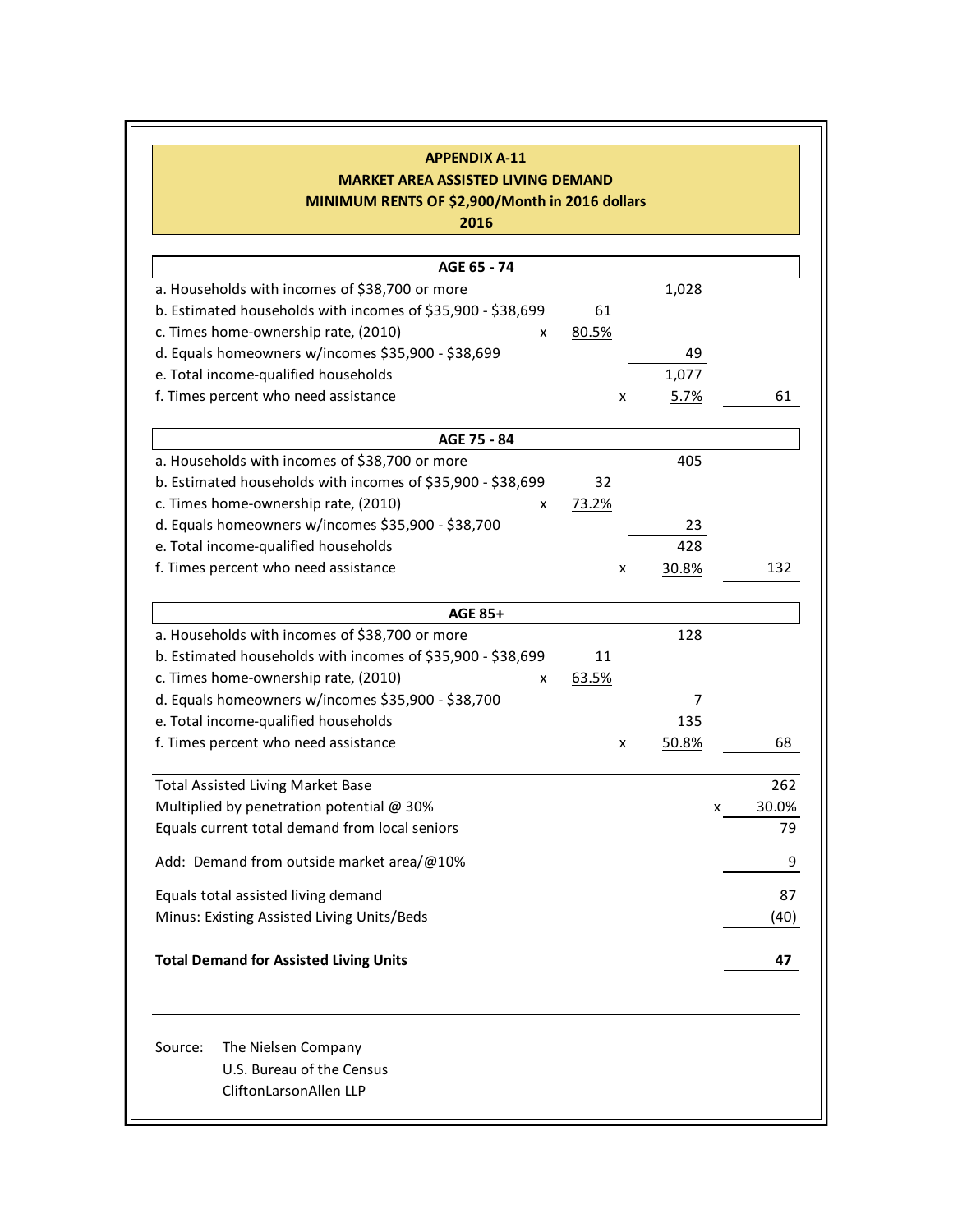## APPENDIX A-11
## MARKET AREA ASSISTED LIVING DEMAND
## MINIMUM RENTS OF $2,900/Month in 2016 dollars
## 2016

| AGE 65 - 74 | | | | | |
|---|---|---|---|---|---|
| a. Households with incomes of $38,700 or more | | | | 1,028 | |
| b. Estimated households with incomes of $35,900 - $38,699 | | 61 | | | |
| c. Times home-ownership rate, (2010) | x | 80.5% | | | |
| d. Equals homeowners w/incomes $35,900 - $38,699 | | | | 49 | |
| e. Total income-qualified households | | | | 1,077 | |
| f. Times percent who need assistance | | | x | 5.7% | 61 |

| AGE 75 - 84 | | | | | |
|---|---|---|---|---|---|
| a. Households with incomes of $38,700 or more | | | | 405 | |
| b. Estimated households with incomes of $35,900 - $38,699 | | 32 | | | |
| c. Times home-ownership rate, (2010) | x | 73.2% | | | |
| d. Equals homeowners w/incomes $35,900 - $38,700 | | | | 23 | |
| e. Total income-qualified households | | | | 428 | |
| f. Times percent who need assistance | | | x | 30.8% | 132 |

| AGE 85+ | | | | | |
|---|---|---|---|---|---|
| a. Households with incomes of $38,700 or more | | | | 128 | |
| b. Estimated households with incomes of $35,900 - $38,699 | | 11 | | | |
| c. Times home-ownership rate, (2010) | x | 63.5% | | | |
| d. Equals homeowners w/incomes $35,900 - $38,700 | | | | 7 | |
| e. Total income-qualified households | | | | 135 | |
| f. Times percent who need assistance | | | x | 50.8% | 68 |

| | | |
|---|---|---|
| Total Assisted Living Market Base | | 262 |
| Multiplied by penetration potential @ 30% | x | 30.0% |
| Equals current total demand from local seniors | | 79 |
| Add: Demand from outside market area/@10% | | 9 |
| Equals total assisted living demand | | 87 |
| Minus: Existing Assisted Living Units/Beds | | (40) |
| **Total Demand for Assisted Living Units** | | **47** |

Source: The Nielsen Company
U.S. Bureau of the Census
CliftonLarsonAllen LLP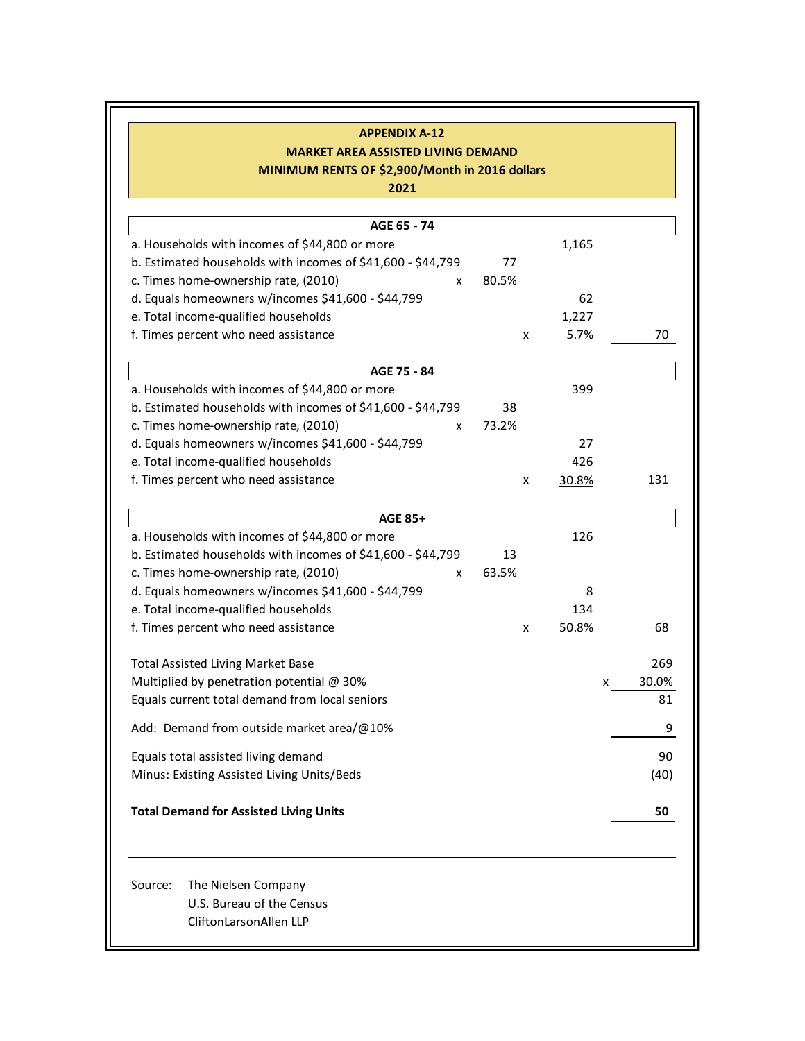**APPENDIX A-12**
**MARKET AREA ASSISTED LIVING DEMAND**
**MINIMUM RENTS OF $2,900/Month in 2016 dollars**
**2021**

| AGE 65 - 74 | | | | | |
|---|---|---|---|---|---|
| a. Households with incomes of $44,800 or more | | | | 1,165 | |
| b. Estimated households with incomes of $41,600 - $44,799 | | 77 | | | |
| c. Times home-ownership rate, (2010) | x | 80.5% | | | |
| d. Equals homeowners w/incomes $41,600 - $44,799 | | | | 62 | |
| e. Total income-qualified households | | | | 1,227 | |
| f. Times percent who need assistance | | | x | 5.7% | 70 |

| AGE 75 - 84 | | | | | |
|---|---|---|---|---|---|
| a. Households with incomes of $44,800 or more | | | | 399 | |
| b. Estimated households with incomes of $41,600 - $44,799 | | 38 | | | |
| c. Times home-ownership rate, (2010) | x | 73.2% | | | |
| d. Equals homeowners w/incomes $41,600 - $44,799 | | | | 27 | |
| e. Total income-qualified households | | | | 426 | |
| f. Times percent who need assistance | | | x | 30.8% | 131 |

| AGE 85+ | | | | | |
|---|---|---|---|---|---|
| a. Households with incomes of $44,800 or more | | | | 126 | |
| b. Estimated households with incomes of $41,600 - $44,799 | | 13 | | | |
| c. Times home-ownership rate, (2010) | x | 63.5% | | | |
| d. Equals homeowners w/incomes $41,600 - $44,799 | | | | 8 | |
| e. Total income-qualified households | | | | 134 | |
| f. Times percent who need assistance | | | x | 50.8% | 68 |

| | | |
|---|---|---|
| Total Assisted Living Market Base | | 269 |
| Multiplied by penetration potential @ 30% | x | 30.0% |
| Equals current total demand from local seniors | | 81 |
| Add: Demand from outside market area/@10% | | 9 |
| Equals total assisted living demand | | 90 |
| Minus: Existing Assisted Living Units/Beds | | (40) |
| **Total Demand for Assisted Living Units** | | **50** |

Source: The Nielsen Company
U.S. Bureau of the Census
CliftonLarsonAllen LLP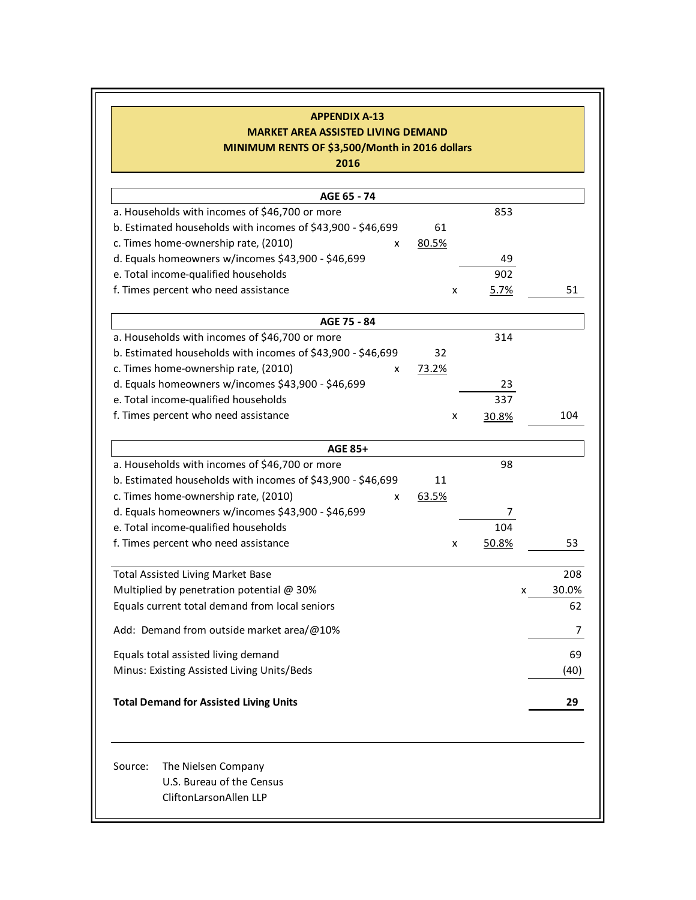**APPENDIX A-13**
**MARKET AREA ASSISTED LIVING DEMAND**
**MINIMUM RENTS OF $3,500/Month in 2016 dollars**
**2016**

| | | | | | |
|---|---|---|---|---|---|
| **AGE 65 - 74** | | | | | |
| a. Households with incomes of $46,700 or more | | | | 853 | |
| b. Estimated households with incomes of $43,900 - $46,699 | | 61 | | | |
| c. Times home-ownership rate, (2010) | x | 80.5% | | | |
| d. Equals homeowners w/incomes $43,900 - $46,699 | | | | 49 | |
| e. Total income-qualified households | | | | 902 | |
| f. Times percent who need assistance | | | x | 5.7% | 51 |
| **AGE 75 - 84** | | | | | |
| a. Households with incomes of $46,700 or more | | | | 314 | |
| b. Estimated households with incomes of $43,900 - $46,699 | | 32 | | | |
| c. Times home-ownership rate, (2010) | x | 73.2% | | | |
| d. Equals homeowners w/incomes $43,900 - $46,699 | | | | 23 | |
| e. Total income-qualified households | | | | 337 | |
| f. Times percent who need assistance | | | x | 30.8% | 104 |
| **AGE 85+** | | | | | |
| a. Households with incomes of $46,700 or more | | | | 98 | |
| b. Estimated households with incomes of $43,900 - $46,699 | | 11 | | | |
| c. Times home-ownership rate, (2010) | x | 63.5% | | | |
| d. Equals homeowners w/incomes $43,900 - $46,699 | | | | 7 | |
| e. Total income-qualified households | | | | 104 | |
| f. Times percent who need assistance | | | x | 50.8% | 53 |

| | | |
|---|---|---|
| Total Assisted Living Market Base | | 208 |
| Multiplied by penetration potential @ 30% | x | 30.0% |
| Equals current total demand from local seniors | | 62 |
| Add: Demand from outside market area/@10% | | 7 |
| Equals total assisted living demand | | 69 |
| Minus: Existing Assisted Living Units/Beds | | (40) |
| **Total Demand for Assisted Living Units** | | **29** |

Source: The Nielsen Company
U.S. Bureau of the Census
CliftonLarsonAllen LLP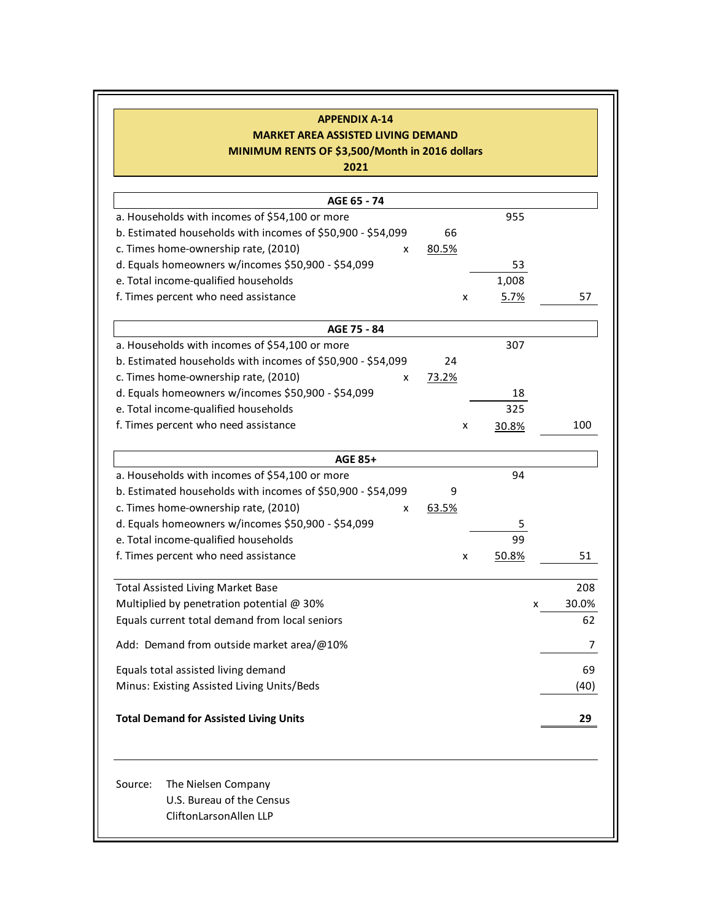**APPENDIX A-14**
**MARKET AREA ASSISTED LIVING DEMAND**
**MINIMUM RENTS OF $3,500/Month in 2016 dollars**
**2021**

| AGE 65 - 74 | | | | |
|---|---|---|---|---|
| a. Households with incomes of $54,100 or more | | | 955 | |
| b. Estimated households with incomes of $50,900 - $54,099 | | 66 | | |
| c. Times home-ownership rate, (2010) | x | 80.5% | | |
| d. Equals homeowners w/incomes $50,900 - $54,099 | | | 53 | |
| e. Total income-qualified households | | | 1,008 | |
| f. Times percent who need assistance | | x | 5.7% | 57 |

| AGE 75 - 84 | | | | |
|---|---|---|---|---|
| a. Households with incomes of $54,100 or more | | | 307 | |
| b. Estimated households with incomes of $50,900 - $54,099 | | 24 | | |
| c. Times home-ownership rate, (2010) | x | 73.2% | | |
| d. Equals homeowners w/incomes $50,900 - $54,099 | | | 18 | |
| e. Total income-qualified households | | | 325 | |
| f. Times percent who need assistance | | x | 30.8% | 100 |

| AGE 85+ | | | | |
|---|---|---|---|---|
| a. Households with incomes of $54,100 or more | | | 94 | |
| b. Estimated households with incomes of $50,900 - $54,099 | | 9 | | |
| c. Times home-ownership rate, (2010) | x | 63.5% | | |
| d. Equals homeowners w/incomes $50,900 - $54,099 | | | 5 | |
| e. Total income-qualified households | | | 99 | |
| f. Times percent who need assistance | | x | 50.8% | 51 |

| | | |
|---|---|---|
| Total Assisted Living Market Base | | 208 |
| Multiplied by penetration potential @ 30% | x | 30.0% |
| Equals current total demand from local seniors | | 62 |
| Add: Demand from outside market area/@10% | | 7 |
| Equals total assisted living demand | | 69 |
| Minus: Existing Assisted Living Units/Beds | | (40) |
| **Total Demand for Assisted Living Units** | | **29** |

Source: The Nielsen Company
U.S. Bureau of the Census
CliftonLarsonAllen LLP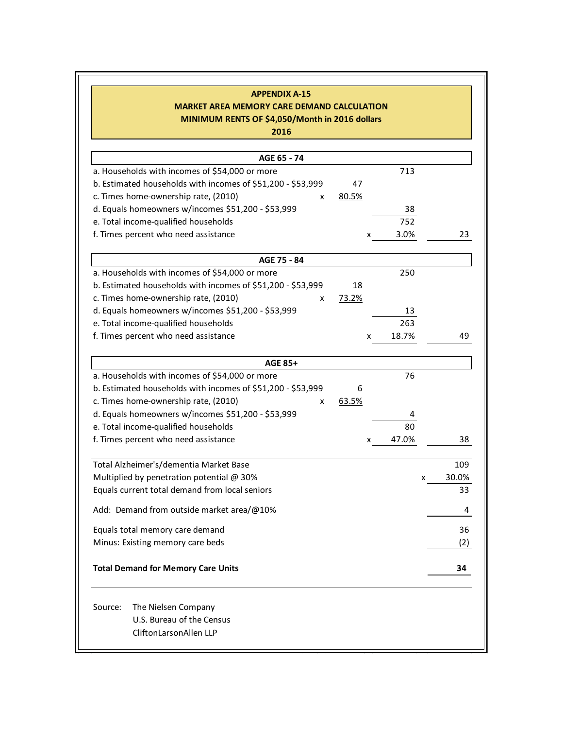**APPENDIX A-15**
**MARKET AREA MEMORY CARE DEMAND CALCULATION**
**MINIMUM RENTS OF $4,050/Month in 2016 dollars**
**2016**

| **AGE 65 - 74** | | | | |
|---|---|---|---|---|
| a. Households with incomes of $54,000 or more | | | 713 | |
| b. Estimated households with incomes of $51,200 - $53,999 | | 47 | | |
| c. Times home-ownership rate, (2010) | x | 80.5% | | |
| d. Equals homeowners w/incomes $51,200 - $53,999 | | | 38 | |
| e. Total income-qualified households | | | 752 | |
| f. Times percent who need assistance | | | x 3.0% | 23 |

| **AGE 75 - 84** | | | | |
|---|---|---|---|---|
| a. Households with incomes of $54,000 or more | | | 250 | |
| b. Estimated households with incomes of $51,200 - $53,999 | | 18 | | |
| c. Times home-ownership rate, (2010) | x | 73.2% | | |
| d. Equals homeowners w/incomes $51,200 - $53,999 | | | 13 | |
| e. Total income-qualified households | | | 263 | |
| f. Times percent who need assistance | | | x 18.7% | 49 |

| **AGE 85+** | | | | |
|---|---|---|---|---|
| a. Households with incomes of $54,000 or more | | | 76 | |
| b. Estimated households with incomes of $51,200 - $53,999 | | 6 | | |
| c. Times home-ownership rate, (2010) | x | 63.5% | | |
| d. Equals homeowners w/incomes $51,200 - $53,999 | | | 4 | |
| e. Total income-qualified households | | | 80 | |
| f. Times percent who need assistance | | | x 47.0% | 38 |

| | |
|---|---|
| Total Alzheimer's/dementia Market Base | 109 |
| Multiplied by penetration potential @ 30% | x 30.0% |
| Equals current total demand from local seniors | 33 |
| Add: Demand from outside market area/@10% | 4 |
| Equals total memory care demand | 36 |
| Minus: Existing memory care beds | (2) |
| **Total Demand for Memory Care Units** | **34** |

Source: The Nielsen Company
U.S. Bureau of the Census
CliftonLarsonAllen LLP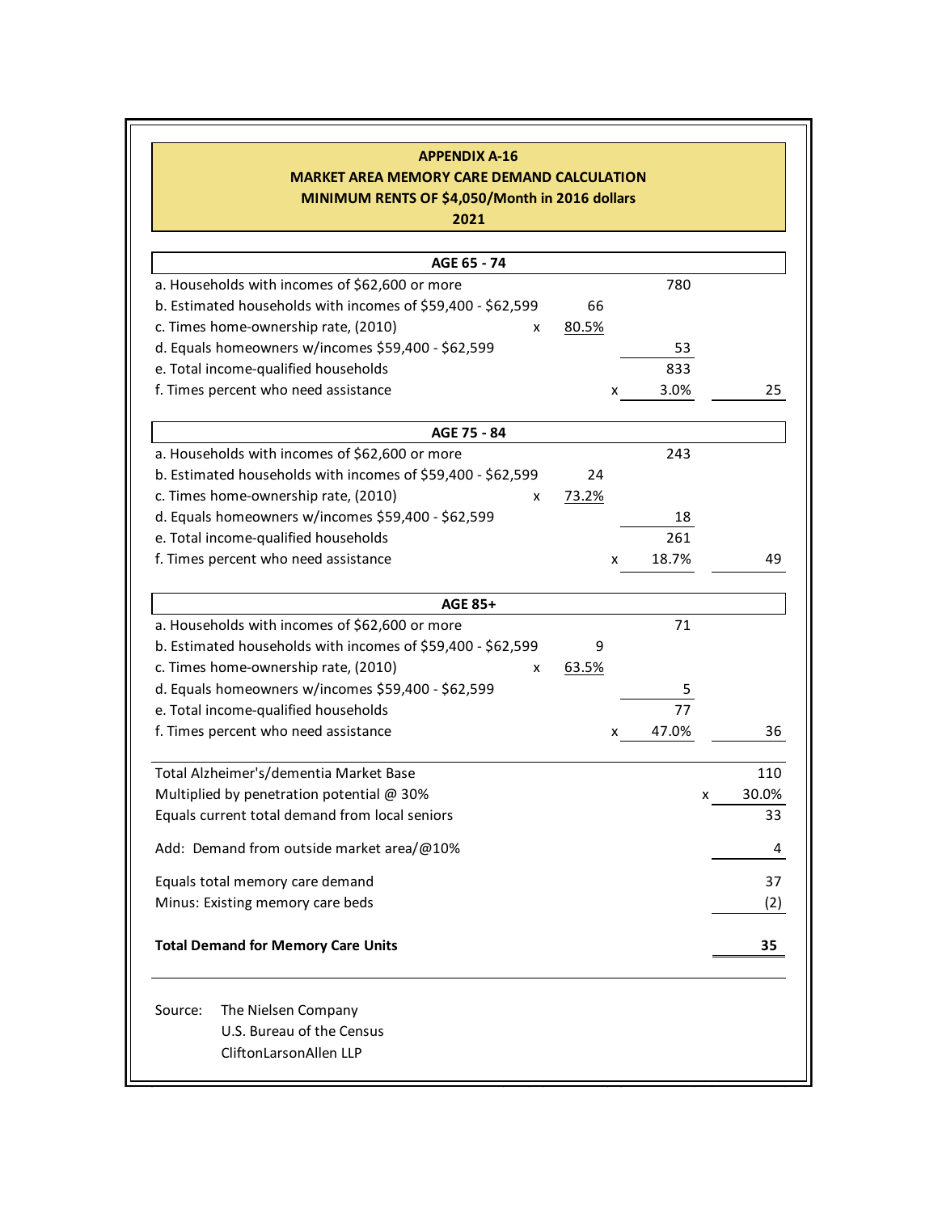## APPENDIX A-16
## MARKET AREA MEMORY CARE DEMAND CALCULATION
## MINIMUM RENTS OF $4,050/Month in 2016 dollars
## 2021

| AGE 65 - 74 | | | | |
|---|---|---|---|---|
| a. Households with incomes of $62,600 or more | | | 780 | |
| b. Estimated households with incomes of $59,400 - $62,599 | | 66 | | |
| c. Times home-ownership rate, (2010) | x | 80.5% | | |
| d. Equals homeowners w/incomes $59,400 - $62,599 | | | 53 | |
| e. Total income-qualified households | | | 833 | |
| f. Times percent who need assistance | | x | 3.0% | 25 |

| AGE 75 - 84 | | | | |
|---|---|---|---|---|
| a. Households with incomes of $62,600 or more | | | 243 | |
| b. Estimated households with incomes of $59,400 - $62,599 | | 24 | | |
| c. Times home-ownership rate, (2010) | x | 73.2% | | |
| d. Equals homeowners w/incomes $59,400 - $62,599 | | | 18 | |
| e. Total income-qualified households | | | 261 | |
| f. Times percent who need assistance | | x | 18.7% | 49 |

| AGE 85+ | | | | |
|---|---|---|---|---|
| a. Households with incomes of $62,600 or more | | | 71 | |
| b. Estimated households with incomes of $59,400 - $62,599 | | 9 | | |
| c. Times home-ownership rate, (2010) | x | 63.5% | | |
| d. Equals homeowners w/incomes $59,400 - $62,599 | | | 5 | |
| e. Total income-qualified households | | | 77 | |
| f. Times percent who need assistance | | x | 47.0% | 36 |

| | | |
|---|---|---|
| Total Alzheimer's/dementia Market Base | | 110 |
| Multiplied by penetration potential @ 30% | x | 30.0% |
| Equals current total demand from local seniors | | 33 |
| Add: Demand from outside market area/@10% | | 4 |
| Equals total memory care demand | | 37 |
| Minus: Existing memory care beds | | (2) |
| **Total Demand for Memory Care Units** | | **35** |

Source: The Nielsen Company
U.S. Bureau of the Census
CliftonLarsonAllen LLP